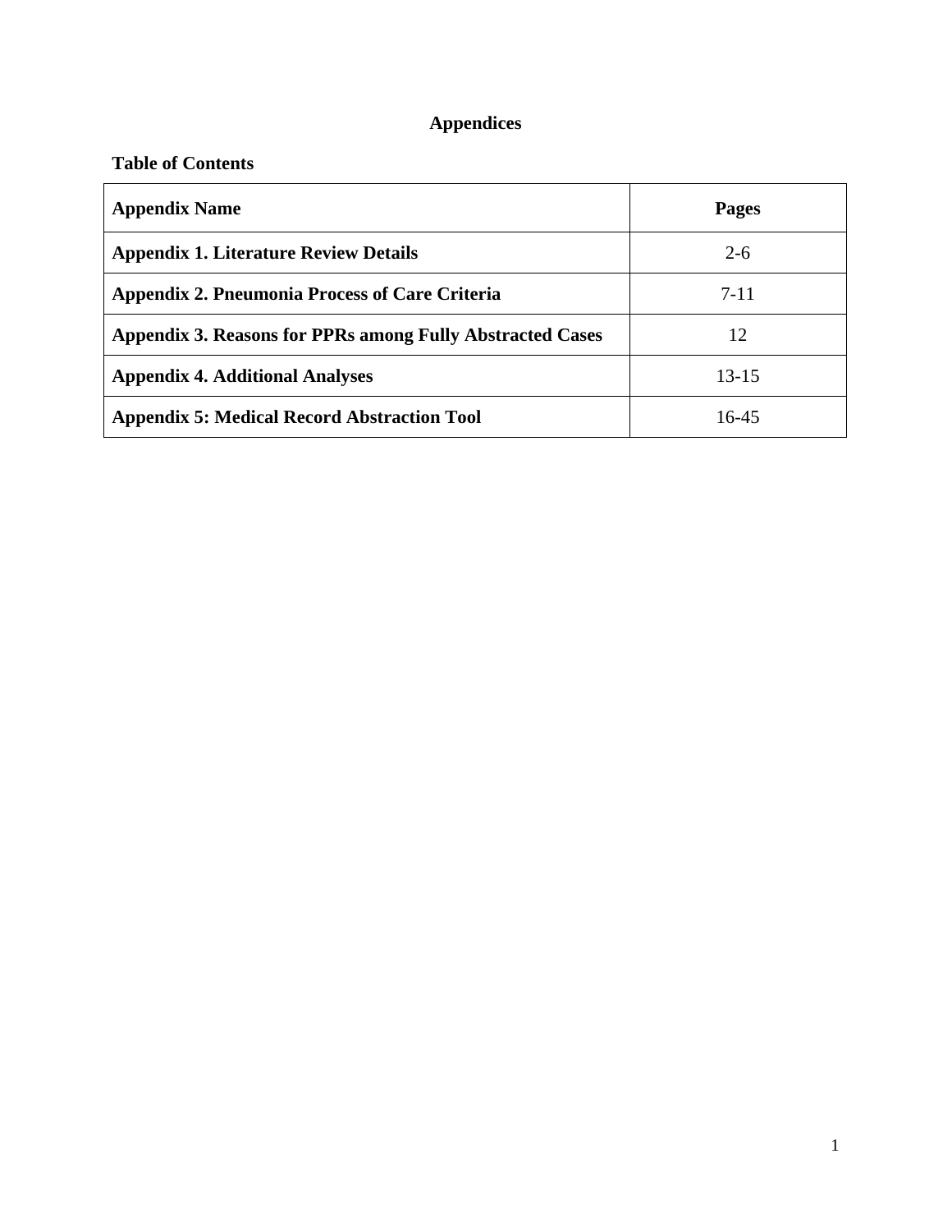# Appendices

**Table of Contents**

| **Appendix Name** | **Pages** |
| --- | --- |
| **Appendix 1. Literature Review Details** | 2-6 |
| **Appendix 2. Pneumonia Process of Care Criteria** | 7-11 |
| **Appendix 3. Reasons for PPRs among Fully Abstracted Cases** | 12 |
| **Appendix 4. Additional Analyses** | 13-15 |
| **Appendix 5: Medical Record Abstraction Tool** | 16-45 |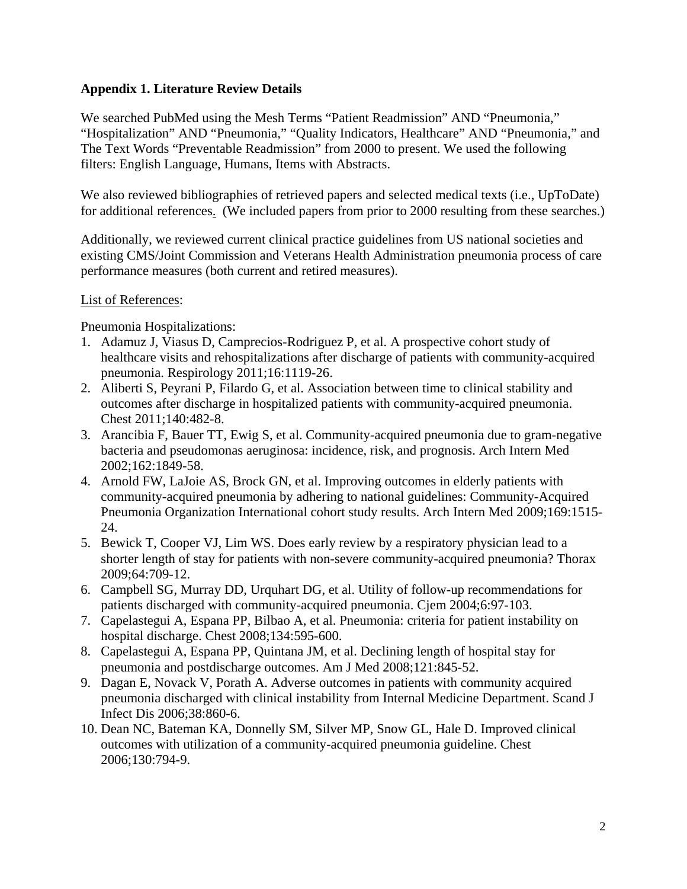**Appendix 1. Literature Review Details**

We searched PubMed using the Mesh Terms "Patient Readmission" AND "Pneumonia," "Hospitalization" AND "Pneumonia," "Quality Indicators, Healthcare" AND "Pneumonia," and The Text Words "Preventable Readmission" from 2000 to present. We used the following filters: English Language, Humans, Items with Abstracts.

We also reviewed bibliographies of retrieved papers and selected medical texts (i.e., UpToDate) for additional references. (We included papers from prior to 2000 resulting from these searches.)

Additionally, we reviewed current clinical practice guidelines from US national societies and existing CMS/Joint Commission and Veterans Health Administration pneumonia process of care performance measures (both current and retired measures).

List of References:

Pneumonia Hospitalizations:

1. Adamuz J, Viasus D, Camprecios-Rodriguez P, et al. A prospective cohort study of healthcare visits and rehospitalizations after discharge of patients with community-acquired pneumonia. Respirology 2011;16:1119-26.
2. Aliberti S, Peyrani P, Filardo G, et al. Association between time to clinical stability and outcomes after discharge in hospitalized patients with community-acquired pneumonia. Chest 2011;140:482-8.
3. Arancibia F, Bauer TT, Ewig S, et al. Community-acquired pneumonia due to gram-negative bacteria and pseudomonas aeruginosa: incidence, risk, and prognosis. Arch Intern Med 2002;162:1849-58.
4. Arnold FW, LaJoie AS, Brock GN, et al. Improving outcomes in elderly patients with community-acquired pneumonia by adhering to national guidelines: Community-Acquired Pneumonia Organization International cohort study results. Arch Intern Med 2009;169:1515-24.
5. Bewick T, Cooper VJ, Lim WS. Does early review by a respiratory physician lead to a shorter length of stay for patients with non-severe community-acquired pneumonia? Thorax 2009;64:709-12.
6. Campbell SG, Murray DD, Urquhart DG, et al. Utility of follow-up recommendations for patients discharged with community-acquired pneumonia. Cjem 2004;6:97-103.
7. Capelastegui A, Espana PP, Bilbao A, et al. Pneumonia: criteria for patient instability on hospital discharge. Chest 2008;134:595-600.
8. Capelastegui A, Espana PP, Quintana JM, et al. Declining length of hospital stay for pneumonia and postdischarge outcomes. Am J Med 2008;121:845-52.
9. Dagan E, Novack V, Porath A. Adverse outcomes in patients with community acquired pneumonia discharged with clinical instability from Internal Medicine Department. Scand J Infect Dis 2006;38:860-6.
10. Dean NC, Bateman KA, Donnelly SM, Silver MP, Snow GL, Hale D. Improved clinical outcomes with utilization of a community-acquired pneumonia guideline. Chest 2006;130:794-9.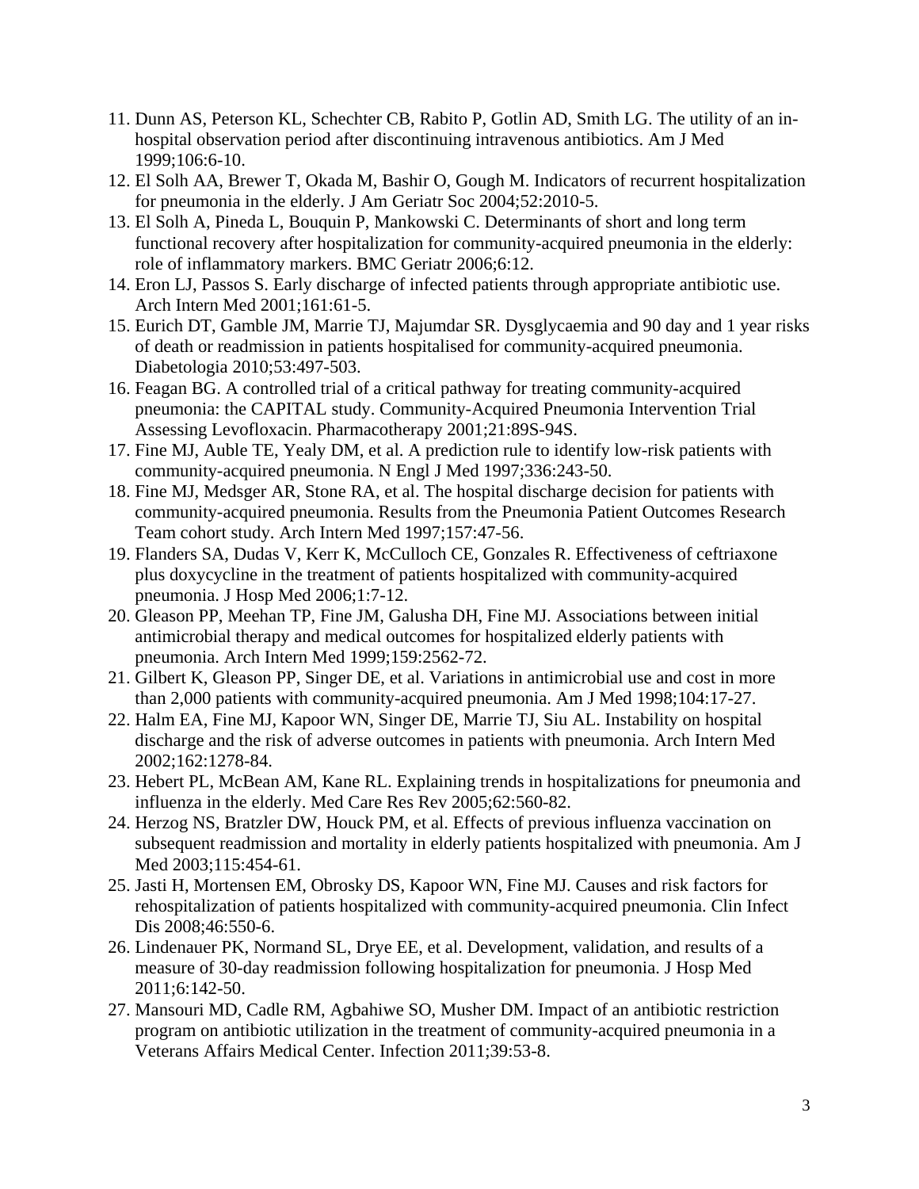11. Dunn AS, Peterson KL, Schechter CB, Rabito P, Gotlin AD, Smith LG. The utility of an in-hospital observation period after discontinuing intravenous antibiotics. Am J Med 1999;106:6-10.
12. El Solh AA, Brewer T, Okada M, Bashir O, Gough M. Indicators of recurrent hospitalization for pneumonia in the elderly. J Am Geriatr Soc 2004;52:2010-5.
13. El Solh A, Pineda L, Bouquin P, Mankowski C. Determinants of short and long term functional recovery after hospitalization for community-acquired pneumonia in the elderly: role of inflammatory markers. BMC Geriatr 2006;6:12.
14. Eron LJ, Passos S. Early discharge of infected patients through appropriate antibiotic use. Arch Intern Med 2001;161:61-5.
15. Eurich DT, Gamble JM, Marrie TJ, Majumdar SR. Dysglycaemia and 90 day and 1 year risks of death or readmission in patients hospitalised for community-acquired pneumonia. Diabetologia 2010;53:497-503.
16. Feagan BG. A controlled trial of a critical pathway for treating community-acquired pneumonia: the CAPITAL study. Community-Acquired Pneumonia Intervention Trial Assessing Levofloxacin. Pharmacotherapy 2001;21:89S-94S.
17. Fine MJ, Auble TE, Yealy DM, et al. A prediction rule to identify low-risk patients with community-acquired pneumonia. N Engl J Med 1997;336:243-50.
18. Fine MJ, Medsger AR, Stone RA, et al. The hospital discharge decision for patients with community-acquired pneumonia. Results from the Pneumonia Patient Outcomes Research Team cohort study. Arch Intern Med 1997;157:47-56.
19. Flanders SA, Dudas V, Kerr K, McCulloch CE, Gonzales R. Effectiveness of ceftriaxone plus doxycycline in the treatment of patients hospitalized with community-acquired pneumonia. J Hosp Med 2006;1:7-12.
20. Gleason PP, Meehan TP, Fine JM, Galusha DH, Fine MJ. Associations between initial antimicrobial therapy and medical outcomes for hospitalized elderly patients with pneumonia. Arch Intern Med 1999;159:2562-72.
21. Gilbert K, Gleason PP, Singer DE, et al. Variations in antimicrobial use and cost in more than 2,000 patients with community-acquired pneumonia. Am J Med 1998;104:17-27.
22. Halm EA, Fine MJ, Kapoor WN, Singer DE, Marrie TJ, Siu AL. Instability on hospital discharge and the risk of adverse outcomes in patients with pneumonia. Arch Intern Med 2002;162:1278-84.
23. Hebert PL, McBean AM, Kane RL. Explaining trends in hospitalizations for pneumonia and influenza in the elderly. Med Care Res Rev 2005;62:560-82.
24. Herzog NS, Bratzler DW, Houck PM, et al. Effects of previous influenza vaccination on subsequent readmission and mortality in elderly patients hospitalized with pneumonia. Am J Med 2003;115:454-61.
25. Jasti H, Mortensen EM, Obrosky DS, Kapoor WN, Fine MJ. Causes and risk factors for rehospitalization of patients hospitalized with community-acquired pneumonia. Clin Infect Dis 2008;46:550-6.
26. Lindenauer PK, Normand SL, Drye EE, et al. Development, validation, and results of a measure of 30-day readmission following hospitalization for pneumonia. J Hosp Med 2011;6:142-50.
27. Mansouri MD, Cadle RM, Agbahiwe SO, Musher DM. Impact of an antibiotic restriction program on antibiotic utilization in the treatment of community-acquired pneumonia in a Veterans Affairs Medical Center. Infection 2011;39:53-8.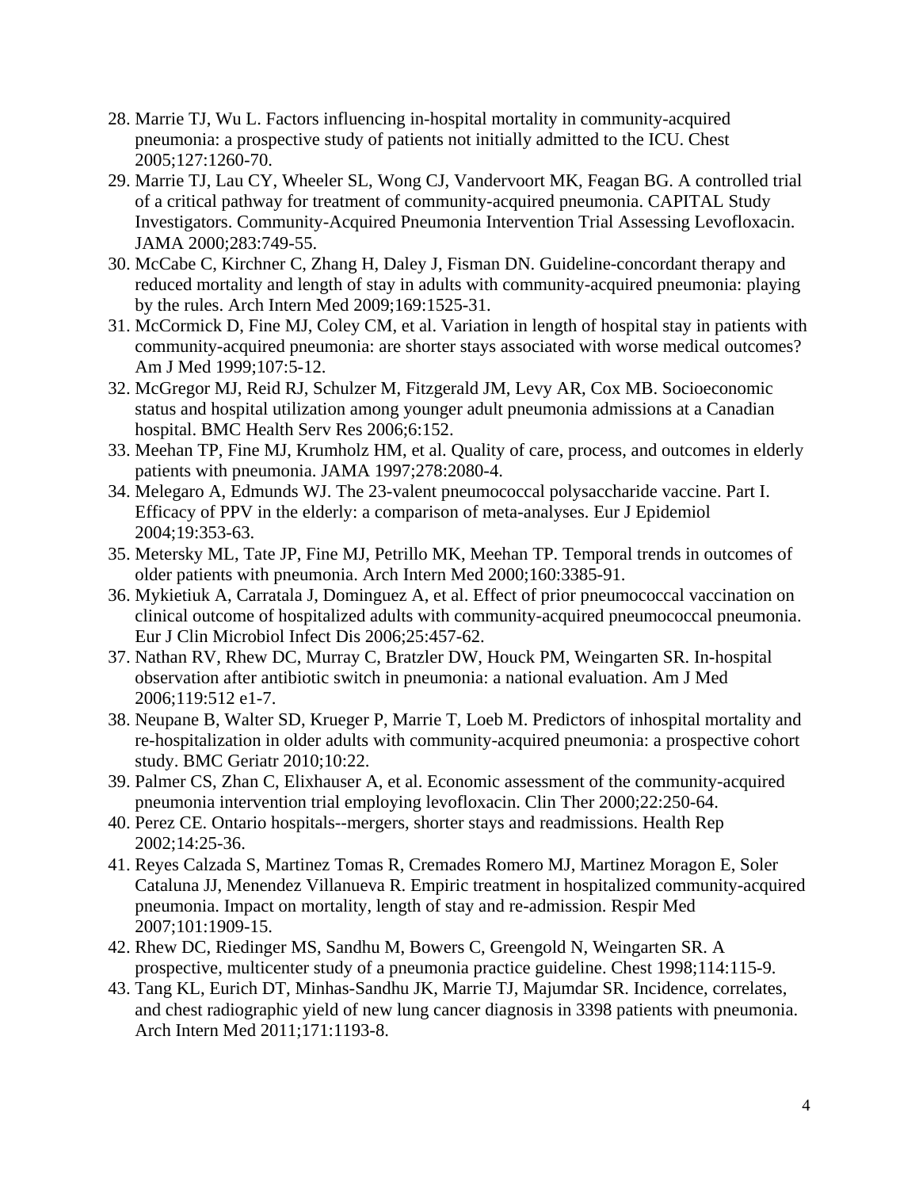28. Marrie TJ, Wu L. Factors influencing in-hospital mortality in community-acquired pneumonia: a prospective study of patients not initially admitted to the ICU. Chest 2005;127:1260-70.
29. Marrie TJ, Lau CY, Wheeler SL, Wong CJ, Vandervoort MK, Feagan BG. A controlled trial of a critical pathway for treatment of community-acquired pneumonia. CAPITAL Study Investigators. Community-Acquired Pneumonia Intervention Trial Assessing Levofloxacin. JAMA 2000;283:749-55.
30. McCabe C, Kirchner C, Zhang H, Daley J, Fisman DN. Guideline-concordant therapy and reduced mortality and length of stay in adults with community-acquired pneumonia: playing by the rules. Arch Intern Med 2009;169:1525-31.
31. McCormick D, Fine MJ, Coley CM, et al. Variation in length of hospital stay in patients with community-acquired pneumonia: are shorter stays associated with worse medical outcomes? Am J Med 1999;107:5-12.
32. McGregor MJ, Reid RJ, Schulzer M, Fitzgerald JM, Levy AR, Cox MB. Socioeconomic status and hospital utilization among younger adult pneumonia admissions at a Canadian hospital. BMC Health Serv Res 2006;6:152.
33. Meehan TP, Fine MJ, Krumholz HM, et al. Quality of care, process, and outcomes in elderly patients with pneumonia. JAMA 1997;278:2080-4.
34. Melegaro A, Edmunds WJ. The 23-valent pneumococcal polysaccharide vaccine. Part I. Efficacy of PPV in the elderly: a comparison of meta-analyses. Eur J Epidemiol 2004;19:353-63.
35. Metersky ML, Tate JP, Fine MJ, Petrillo MK, Meehan TP. Temporal trends in outcomes of older patients with pneumonia. Arch Intern Med 2000;160:3385-91.
36. Mykietiuk A, Carratala J, Dominguez A, et al. Effect of prior pneumococcal vaccination on clinical outcome of hospitalized adults with community-acquired pneumococcal pneumonia. Eur J Clin Microbiol Infect Dis 2006;25:457-62.
37. Nathan RV, Rhew DC, Murray C, Bratzler DW, Houck PM, Weingarten SR. In-hospital observation after antibiotic switch in pneumonia: a national evaluation. Am J Med 2006;119:512 e1-7.
38. Neupane B, Walter SD, Krueger P, Marrie T, Loeb M. Predictors of inhospital mortality and re-hospitalization in older adults with community-acquired pneumonia: a prospective cohort study. BMC Geriatr 2010;10:22.
39. Palmer CS, Zhan C, Elixhauser A, et al. Economic assessment of the community-acquired pneumonia intervention trial employing levofloxacin. Clin Ther 2000;22:250-64.
40. Perez CE. Ontario hospitals--mergers, shorter stays and readmissions. Health Rep 2002;14:25-36.
41. Reyes Calzada S, Martinez Tomas R, Cremades Romero MJ, Martinez Moragon E, Soler Cataluna JJ, Menendez Villanueva R. Empiric treatment in hospitalized community-acquired pneumonia. Impact on mortality, length of stay and re-admission. Respir Med 2007;101:1909-15.
42. Rhew DC, Riedinger MS, Sandhu M, Bowers C, Greengold N, Weingarten SR. A prospective, multicenter study of a pneumonia practice guideline. Chest 1998;114:115-9.
43. Tang KL, Eurich DT, Minhas-Sandhu JK, Marrie TJ, Majumdar SR. Incidence, correlates, and chest radiographic yield of new lung cancer diagnosis in 3398 patients with pneumonia. Arch Intern Med 2011;171:1193-8.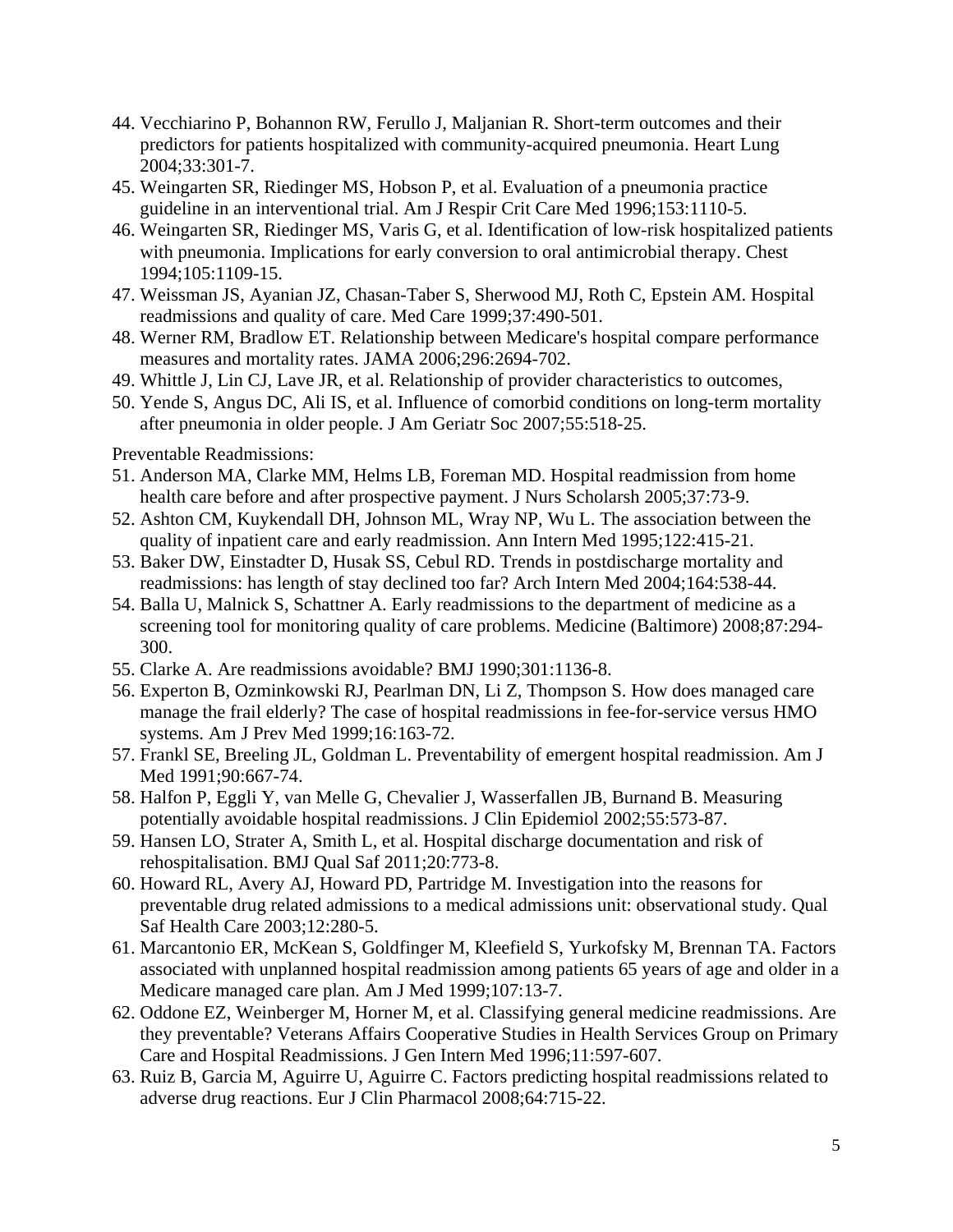44. Vecchiarino P, Bohannon RW, Ferullo J, Maljanian R. Short-term outcomes and their predictors for patients hospitalized with community-acquired pneumonia. Heart Lung 2004;33:301-7.
45. Weingarten SR, Riedinger MS, Hobson P, et al. Evaluation of a pneumonia practice guideline in an interventional trial. Am J Respir Crit Care Med 1996;153:1110-5.
46. Weingarten SR, Riedinger MS, Varis G, et al. Identification of low-risk hospitalized patients with pneumonia. Implications for early conversion to oral antimicrobial therapy. Chest 1994;105:1109-15.
47. Weissman JS, Ayanian JZ, Chasan-Taber S, Sherwood MJ, Roth C, Epstein AM. Hospital readmissions and quality of care. Med Care 1999;37:490-501.
48. Werner RM, Bradlow ET. Relationship between Medicare's hospital compare performance measures and mortality rates. JAMA 2006;296:2694-702.
49. Whittle J, Lin CJ, Lave JR, et al. Relationship of provider characteristics to outcomes,
50. Yende S, Angus DC, Ali IS, et al. Influence of comorbid conditions on long-term mortality after pneumonia in older people. J Am Geriatr Soc 2007;55:518-25.

Preventable Readmissions:

51. Anderson MA, Clarke MM, Helms LB, Foreman MD. Hospital readmission from home health care before and after prospective payment. J Nurs Scholarsh 2005;37:73-9.
52. Ashton CM, Kuykendall DH, Johnson ML, Wray NP, Wu L. The association between the quality of inpatient care and early readmission. Ann Intern Med 1995;122:415-21.
53. Baker DW, Einstadter D, Husak SS, Cebul RD. Trends in postdischarge mortality and readmissions: has length of stay declined too far? Arch Intern Med 2004;164:538-44.
54. Balla U, Malnick S, Schattner A. Early readmissions to the department of medicine as a screening tool for monitoring quality of care problems. Medicine (Baltimore) 2008;87:294-300.
55. Clarke A. Are readmissions avoidable? BMJ 1990;301:1136-8.
56. Experton B, Ozminkowski RJ, Pearlman DN, Li Z, Thompson S. How does managed care manage the frail elderly? The case of hospital readmissions in fee-for-service versus HMO systems. Am J Prev Med 1999;16:163-72.
57. Frankl SE, Breeling JL, Goldman L. Preventability of emergent hospital readmission. Am J Med 1991;90:667-74.
58. Halfon P, Eggli Y, van Melle G, Chevalier J, Wasserfallen JB, Burnand B. Measuring potentially avoidable hospital readmissions. J Clin Epidemiol 2002;55:573-87.
59. Hansen LO, Strater A, Smith L, et al. Hospital discharge documentation and risk of rehospitalisation. BMJ Qual Saf 2011;20:773-8.
60. Howard RL, Avery AJ, Howard PD, Partridge M. Investigation into the reasons for preventable drug related admissions to a medical admissions unit: observational study. Qual Saf Health Care 2003;12:280-5.
61. Marcantonio ER, McKean S, Goldfinger M, Kleefield S, Yurkofsky M, Brennan TA. Factors associated with unplanned hospital readmission among patients 65 years of age and older in a Medicare managed care plan. Am J Med 1999;107:13-7.
62. Oddone EZ, Weinberger M, Horner M, et al. Classifying general medicine readmissions. Are they preventable? Veterans Affairs Cooperative Studies in Health Services Group on Primary Care and Hospital Readmissions. J Gen Intern Med 1996;11:597-607.
63. Ruiz B, Garcia M, Aguirre U, Aguirre C. Factors predicting hospital readmissions related to adverse drug reactions. Eur J Clin Pharmacol 2008;64:715-22.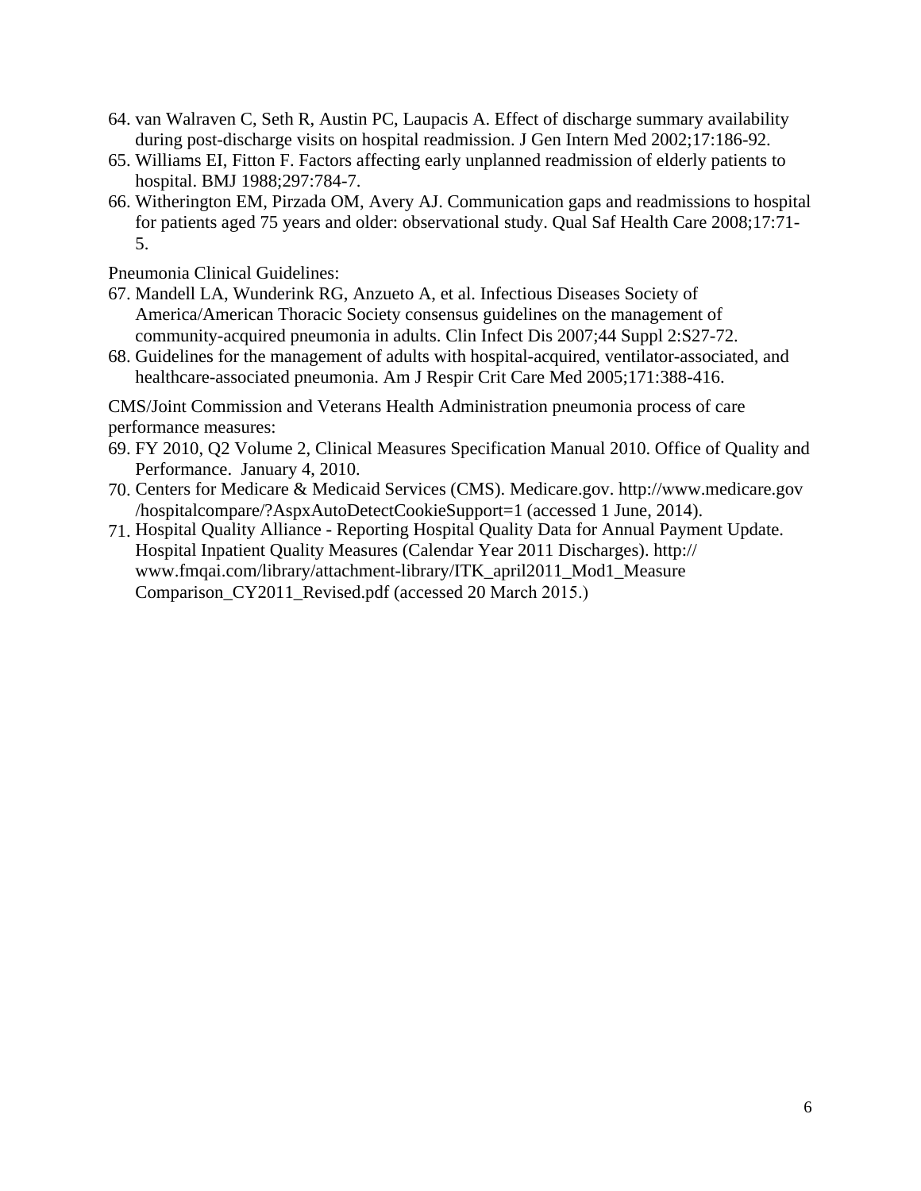64. van Walraven C, Seth R, Austin PC, Laupacis A. Effect of discharge summary availability during post-discharge visits on hospital readmission. J Gen Intern Med 2002;17:186-92.
65. Williams EI, Fitton F. Factors affecting early unplanned readmission of elderly patients to hospital. BMJ 1988;297:784-7.
66. Witherington EM, Pirzada OM, Avery AJ. Communication gaps and readmissions to hospital for patients aged 75 years and older: observational study. Qual Saf Health Care 2008;17:71-5.

Pneumonia Clinical Guidelines:

67. Mandell LA, Wunderink RG, Anzueto A, et al. Infectious Diseases Society of America/American Thoracic Society consensus guidelines on the management of community-acquired pneumonia in adults. Clin Infect Dis 2007;44 Suppl 2:S27-72.
68. Guidelines for the management of adults with hospital-acquired, ventilator-associated, and healthcare-associated pneumonia. Am J Respir Crit Care Med 2005;171:388-416.

CMS/Joint Commission and Veterans Health Administration pneumonia process of care performance measures:

69. FY 2010, Q2 Volume 2, Clinical Measures Specification Manual 2010. Office of Quality and Performance. January 4, 2010.
70. Centers for Medicare & Medicaid Services (CMS). Medicare.gov. http://www.medicare.gov/hospitalcompare/?AspxAutoDetectCookieSupport=1 (accessed 1 June, 2014).
71. Hospital Quality Alliance - Reporting Hospital Quality Data for Annual Payment Update. Hospital Inpatient Quality Measures (Calendar Year 2011 Discharges). http://www.fmqai.com/library/attachment-library/ITK_april2011_Mod1_Measure Comparison_CY2011_Revised.pdf (accessed 20 March 2015.)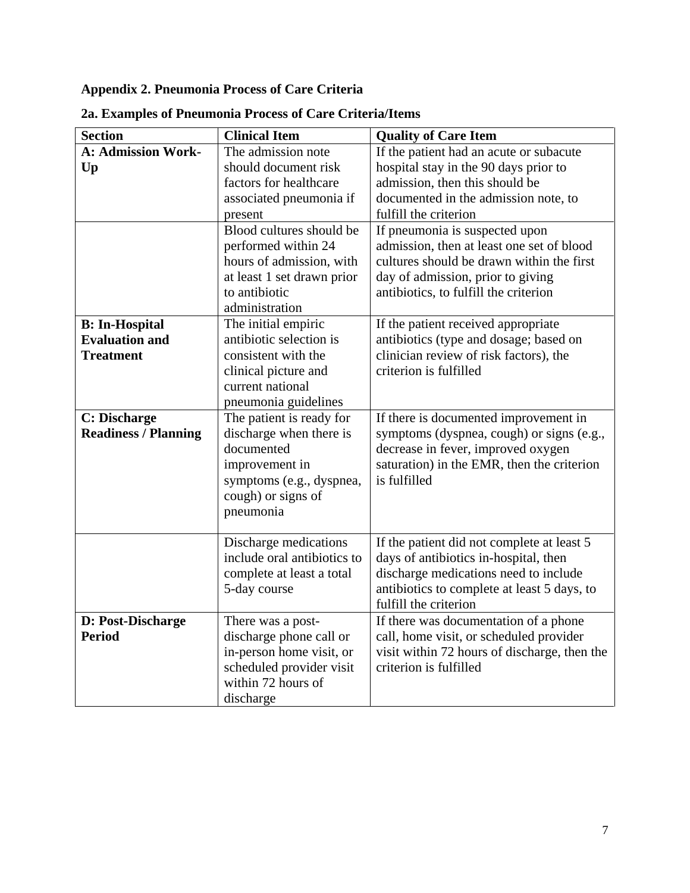## Appendix 2. Pneumonia Process of Care Criteria

### 2a. Examples of Pneumonia Process of Care Criteria/Items

| Section | Clinical Item | Quality of Care Item |
|---|---|---|
| **A: Admission Work-Up** | The admission note should document risk factors for healthcare associated pneumonia if present | If the patient had an acute or subacute hospital stay in the 90 days prior to admission, then this should be documented in the admission note, to fulfill the criterion |
| | Blood cultures should be performed within 24 hours of admission, with at least 1 set drawn prior to antibiotic administration | If pneumonia is suspected upon admission, then at least one set of blood cultures should be drawn within the first day of admission, prior to giving antibiotics, to fulfill the criterion |
| **B: In-Hospital Evaluation and Treatment** | The initial empiric antibiotic selection is consistent with the clinical picture and current national pneumonia guidelines | If the patient received appropriate antibiotics (type and dosage; based on clinician review of risk factors), the criterion is fulfilled |
| **C: Discharge Readiness / Planning** | The patient is ready for discharge when there is documented improvement in symptoms (e.g., dyspnea, cough) or signs of pneumonia | If there is documented improvement in symptoms (dyspnea, cough) or signs (e.g., decrease in fever, improved oxygen saturation) in the EMR, then the criterion is fulfilled |
| | Discharge medications include oral antibiotics to complete at least a total 5-day course | If the patient did not complete at least 5 days of antibiotics in-hospital, then discharge medications need to include antibiotics to complete at least 5 days, to fulfill the criterion |
| **D: Post-Discharge Period** | There was a post-discharge phone call or in-person home visit, or scheduled provider visit within 72 hours of discharge | If there was documentation of a phone call, home visit, or scheduled provider visit within 72 hours of discharge, then the criterion is fulfilled |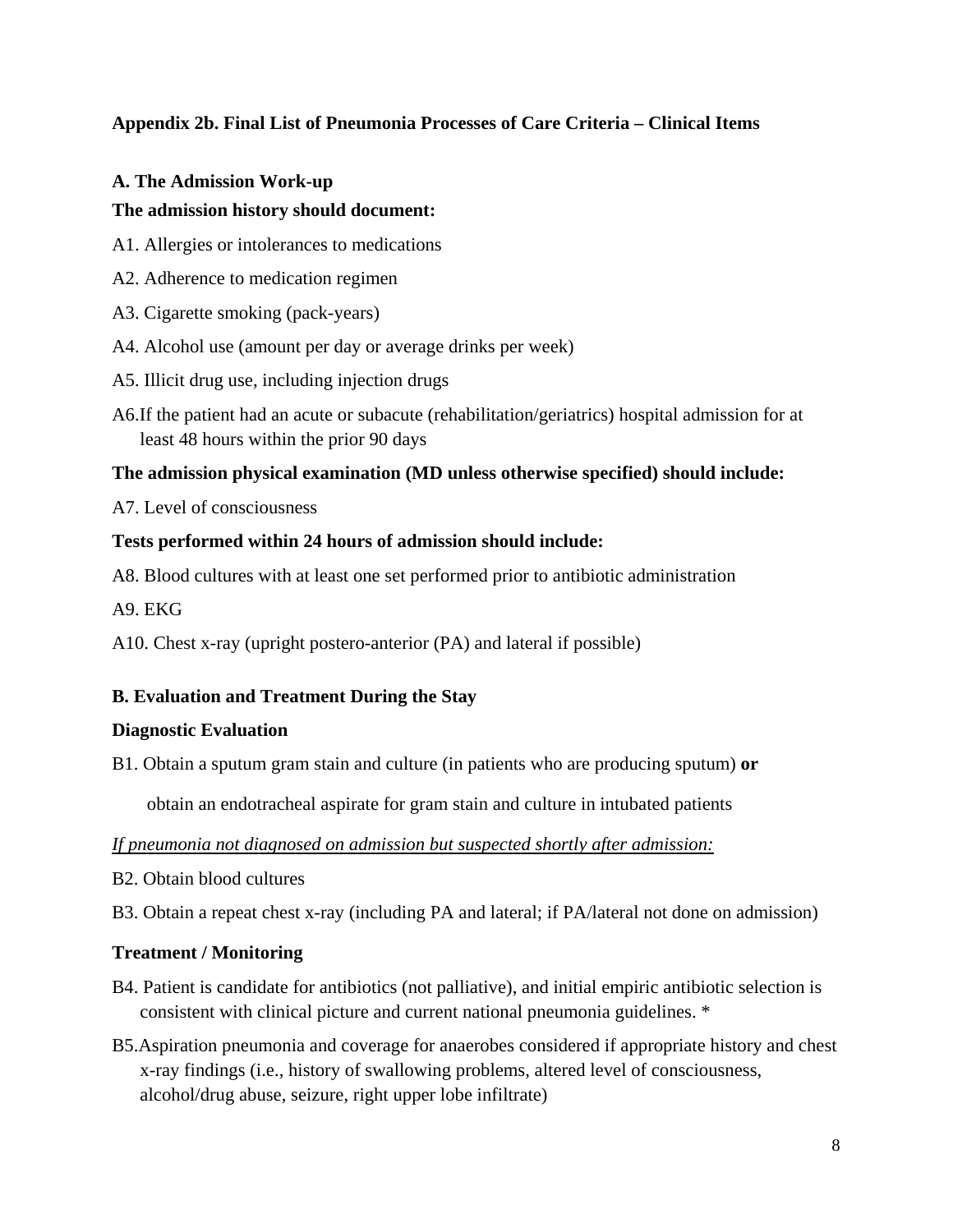### Appendix 2b. Final List of Pneumonia Processes of Care Criteria – Clinical Items

#### A. The Admission Work-up

**The admission history should document:**

A1. Allergies or intolerances to medications

A2. Adherence to medication regimen

A3. Cigarette smoking (pack-years)

A4. Alcohol use (amount per day or average drinks per week)

A5. Illicit drug use, including injection drugs

A6. If the patient had an acute or subacute (rehabilitation/geriatrics) hospital admission for at least 48 hours within the prior 90 days

**The admission physical examination (MD unless otherwise specified) should include:**

A7. Level of consciousness

**Tests performed within 24 hours of admission should include:**

A8. Blood cultures with at least one set performed prior to antibiotic administration

A9. EKG

A10. Chest x-ray (upright postero-anterior (PA) and lateral if possible)

#### B. Evaluation and Treatment During the Stay

**Diagnostic Evaluation**

B1. Obtain a sputum gram stain and culture (in patients who are producing sputum) **or**

obtain an endotracheal aspirate for gram stain and culture in intubated patients

*If pneumonia not diagnosed on admission but suspected shortly after admission:*

B2. Obtain blood cultures

B3. Obtain a repeat chest x-ray (including PA and lateral; if PA/lateral not done on admission)

**Treatment / Monitoring**

B4. Patient is candidate for antibiotics (not palliative), and initial empiric antibiotic selection is consistent with clinical picture and current national pneumonia guidelines. *

B5. Aspiration pneumonia and coverage for anaerobes considered if appropriate history and chest x-ray findings (i.e., history of swallowing problems, altered level of consciousness, alcohol/drug abuse, seizure, right upper lobe infiltrate)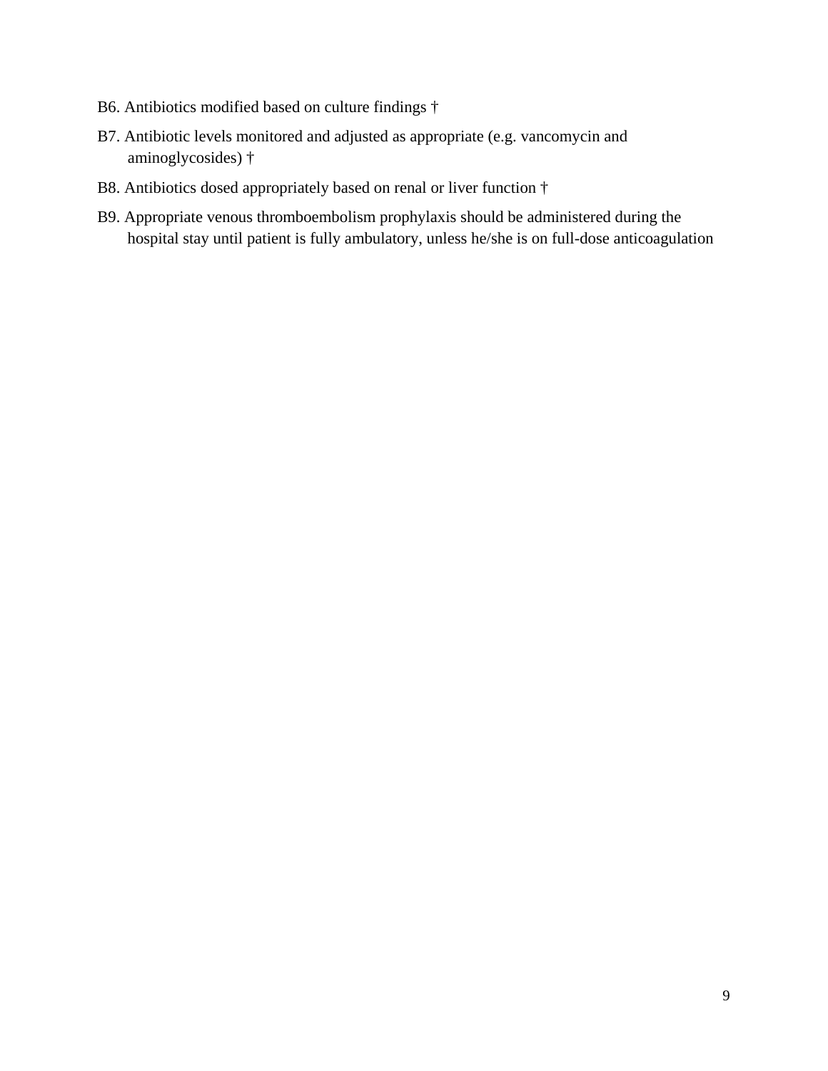B6. Antibiotics modified based on culture findings †

B7. Antibiotic levels monitored and adjusted as appropriate (e.g. vancomycin and aminoglycosides) †

B8. Antibiotics dosed appropriately based on renal or liver function †

B9. Appropriate venous thromboembolism prophylaxis should be administered during the hospital stay until patient is fully ambulatory, unless he/she is on full-dose anticoagulation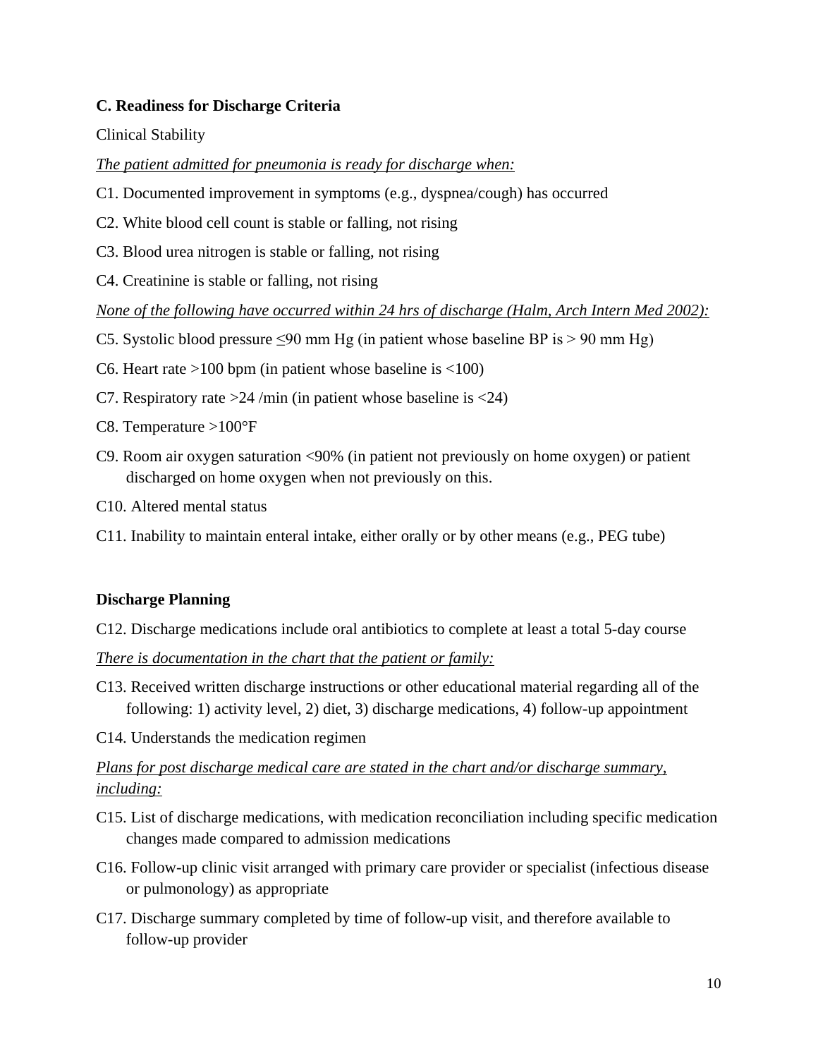### C. Readiness for Discharge Criteria

Clinical Stability

*The patient admitted for pneumonia is ready for discharge when:*

C1. Documented improvement in symptoms (e.g., dyspnea/cough) has occurred

C2. White blood cell count is stable or falling, not rising

C3. Blood urea nitrogen is stable or falling, not rising

C4. Creatinine is stable or falling, not rising

*None of the following have occurred within 24 hrs of discharge (Halm, Arch Intern Med 2002):*

C5. Systolic blood pressure ≤90 mm Hg (in patient whose baseline BP is > 90 mm Hg)

C6. Heart rate >100 bpm (in patient whose baseline is <100)

C7. Respiratory rate >24 /min (in patient whose baseline is <24)

C8. Temperature >100°F

C9. Room air oxygen saturation <90% (in patient not previously on home oxygen) or patient discharged on home oxygen when not previously on this.

C10. Altered mental status

C11. Inability to maintain enteral intake, either orally or by other means (e.g., PEG tube)

### Discharge Planning

C12. Discharge medications include oral antibiotics to complete at least a total 5-day course

*There is documentation in the chart that the patient or family:*

C13. Received written discharge instructions or other educational material regarding all of the following: 1) activity level, 2) diet, 3) discharge medications, 4) follow-up appointment

C14. Understands the medication regimen

*Plans for post discharge medical care are stated in the chart and/or discharge summary, including:*

C15. List of discharge medications, with medication reconciliation including specific medication changes made compared to admission medications

C16. Follow-up clinic visit arranged with primary care provider or specialist (infectious disease or pulmonology) as appropriate

C17. Discharge summary completed by time of follow-up visit, and therefore available to follow-up provider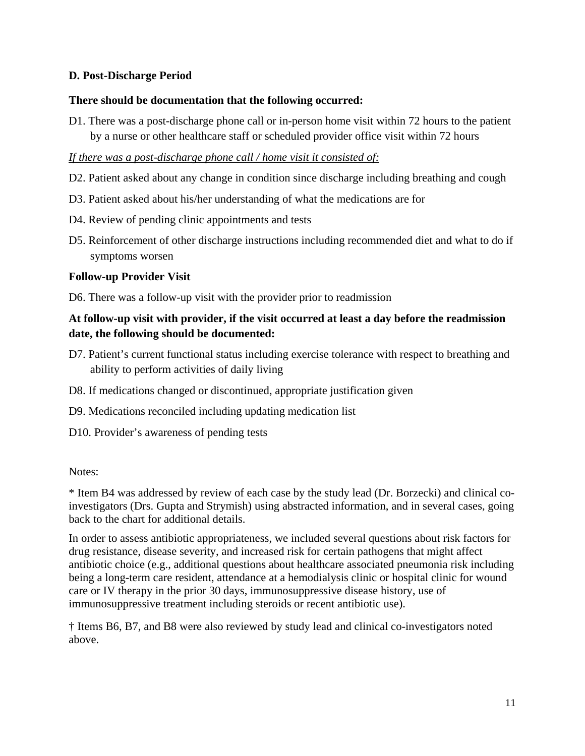**D. Post-Discharge Period**

**There should be documentation that the following occurred:**

D1. There was a post-discharge phone call or in-person home visit within 72 hours to the patient by a nurse or other healthcare staff or scheduled provider office visit within 72 hours

*If there was a post-discharge phone call / home visit it consisted of:*

D2. Patient asked about any change in condition since discharge including breathing and cough

D3. Patient asked about his/her understanding of what the medications are for

D4. Review of pending clinic appointments and tests

D5. Reinforcement of other discharge instructions including recommended diet and what to do if symptoms worsen

**Follow-up Provider Visit**

D6. There was a follow-up visit with the provider prior to readmission

**At follow-up visit with provider, if the visit occurred at least a day before the readmission date, the following should be documented:**

D7. Patient's current functional status including exercise tolerance with respect to breathing and ability to perform activities of daily living

D8. If medications changed or discontinued, appropriate justification given

D9. Medications reconciled including updating medication list

D10. Provider's awareness of pending tests

Notes:

* Item B4 was addressed by review of each case by the study lead (Dr. Borzecki) and clinical co-investigators (Drs. Gupta and Strymish) using abstracted information, and in several cases, going back to the chart for additional details.

In order to assess antibiotic appropriateness, we included several questions about risk factors for drug resistance, disease severity, and increased risk for certain pathogens that might affect antibiotic choice (e.g., additional questions about healthcare associated pneumonia risk including being a long-term care resident, attendance at a hemodialysis clinic or hospital clinic for wound care or IV therapy in the prior 30 days, immunosuppressive disease history, use of immunosuppressive treatment including steroids or recent antibiotic use).

† Items B6, B7, and B8 were also reviewed by study lead and clinical co-investigators noted above.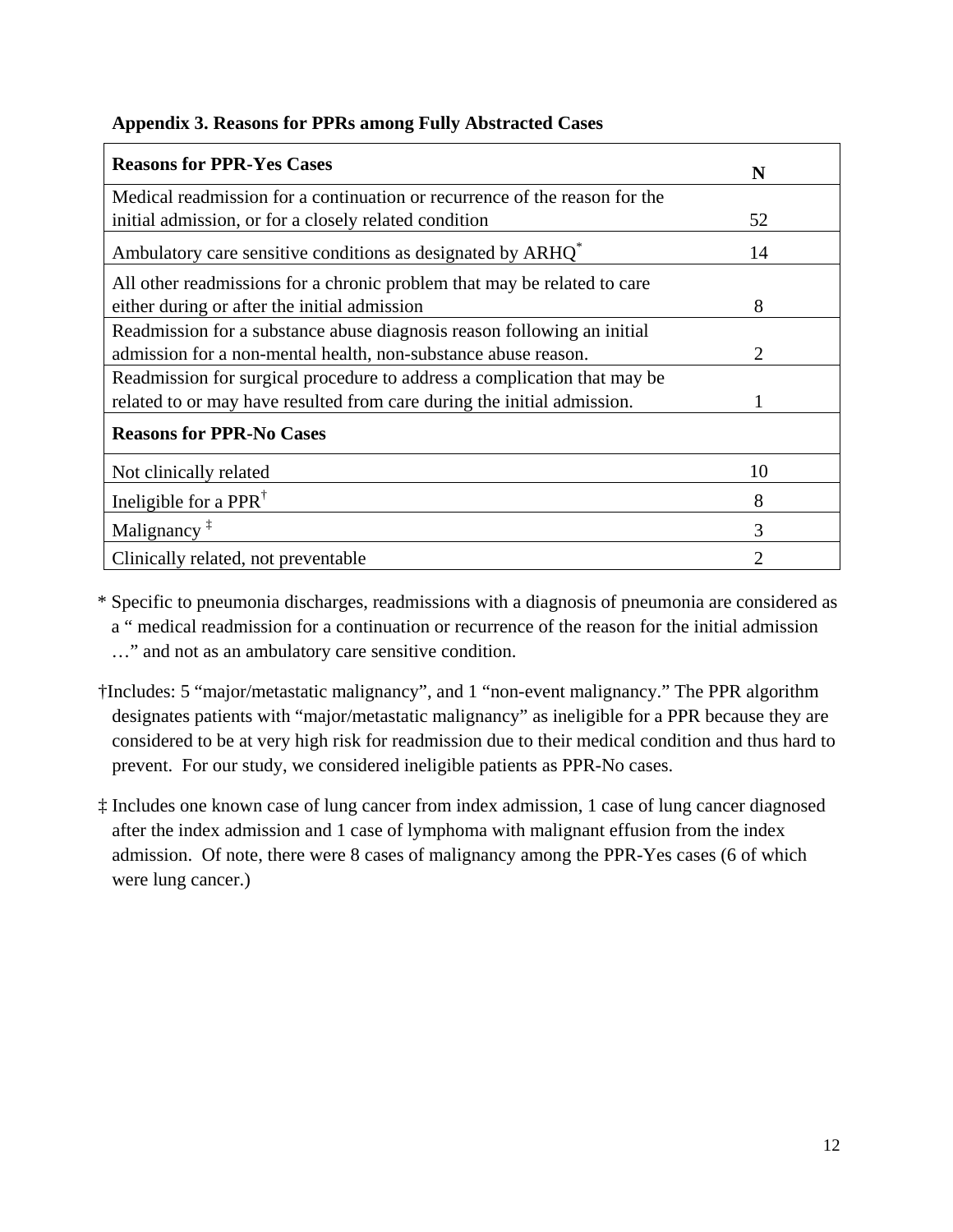**Appendix 3. Reasons for PPRs among Fully Abstracted Cases**

| Reasons for PPR-Yes Cases | N |
|---|---|
| Medical readmission for a continuation or recurrence of the reason for the initial admission, or for a closely related condition | 52 |
| Ambulatory care sensitive conditions as designated by ARHQ* | 14 |
| All other readmissions for a chronic problem that may be related to care either during or after the initial admission | 8 |
| Readmission for a substance abuse diagnosis reason following an initial admission for a non-mental health, non-substance abuse reason. | 2 |
| Readmission for surgical procedure to address a complication that may be related to or may have resulted from care during the initial admission. | 1 |
| **Reasons for PPR-No Cases** | |
| Not clinically related | 10 |
| Ineligible for a PPR† | 8 |
| Malignancy ‡ | 3 |
| Clinically related, not preventable | 2 |

\* Specific to pneumonia discharges, readmissions with a diagnosis of pneumonia are considered as a " medical readmission for a continuation or recurrence of the reason for the initial admission …" and not as an ambulatory care sensitive condition.

†Includes: 5 "major/metastatic malignancy", and 1 "non-event malignancy." The PPR algorithm designates patients with "major/metastatic malignancy" as ineligible for a PPR because they are considered to be at very high risk for readmission due to their medical condition and thus hard to prevent. For our study, we considered ineligible patients as PPR-No cases.

‡ Includes one known case of lung cancer from index admission, 1 case of lung cancer diagnosed after the index admission and 1 case of lymphoma with malignant effusion from the index admission. Of note, there were 8 cases of malignancy among the PPR-Yes cases (6 of which were lung cancer.)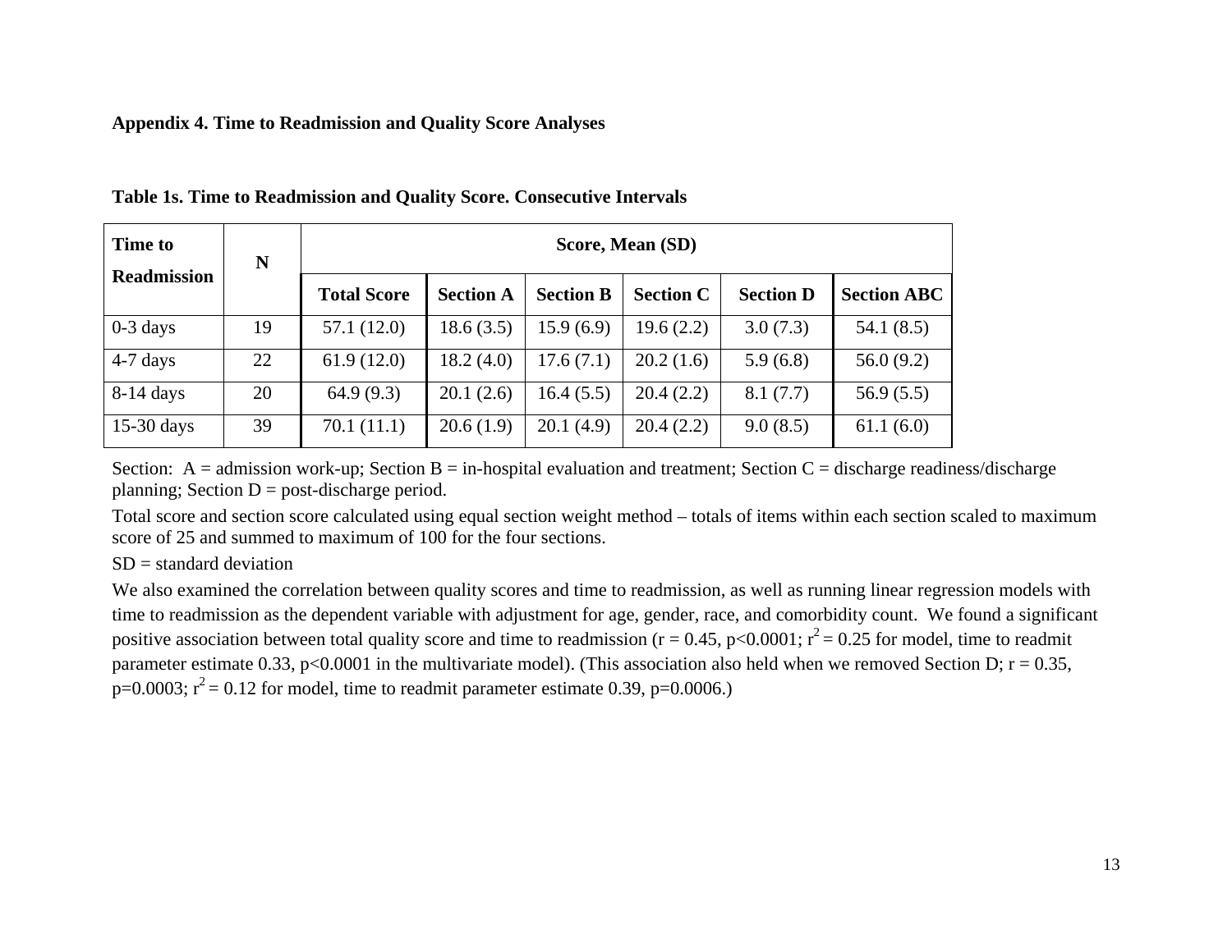**Appendix 4. Time to Readmission and Quality Score Analyses**

**Table 1s. Time to Readmission and Quality Score. Consecutive Intervals**

| Time to Readmission | N | Score, Mean (SD) | | | | | |
|---|---|---|---|---|---|---|---|
| | | Total Score | Section A | Section B | Section C | Section D | Section ABC |
| 0-3 days | 19 | 57.1 (12.0) | 18.6 (3.5) | 15.9 (6.9) | 19.6 (2.2) | 3.0 (7.3) | 54.1 (8.5) |
| 4-7 days | 22 | 61.9 (12.0) | 18.2 (4.0) | 17.6 (7.1) | 20.2 (1.6) | 5.9 (6.8) | 56.0 (9.2) |
| 8-14 days | 20 | 64.9 (9.3) | 20.1 (2.6) | 16.4 (5.5) | 20.4 (2.2) | 8.1 (7.7) | 56.9 (5.5) |
| 15-30 days | 39 | 70.1 (11.1) | 20.6 (1.9) | 20.1 (4.9) | 20.4 (2.2) | 9.0 (8.5) | 61.1 (6.0) |

Section: A = admission work-up; Section B = in-hospital evaluation and treatment; Section C = discharge readiness/discharge planning; Section D = post-discharge period.

Total score and section score calculated using equal section weight method – totals of items within each section scaled to maximum score of 25 and summed to maximum of 100 for the four sections.

SD = standard deviation

We also examined the correlation between quality scores and time to readmission, as well as running linear regression models with time to readmission as the dependent variable with adjustment for age, gender, race, and comorbidity count. We found a significant positive association between total quality score and time to readmission ($r = 0.45$, $p<0.0001$; $r^2 = 0.25$ for model, time to readmit parameter estimate 0.33, $p<0.0001$ in the multivariate model). (This association also held when we removed Section D; $r = 0.35$, $p=0.0003$; $r^2 = 0.12$ for model, time to readmit parameter estimate 0.39, $p=0.0006$.)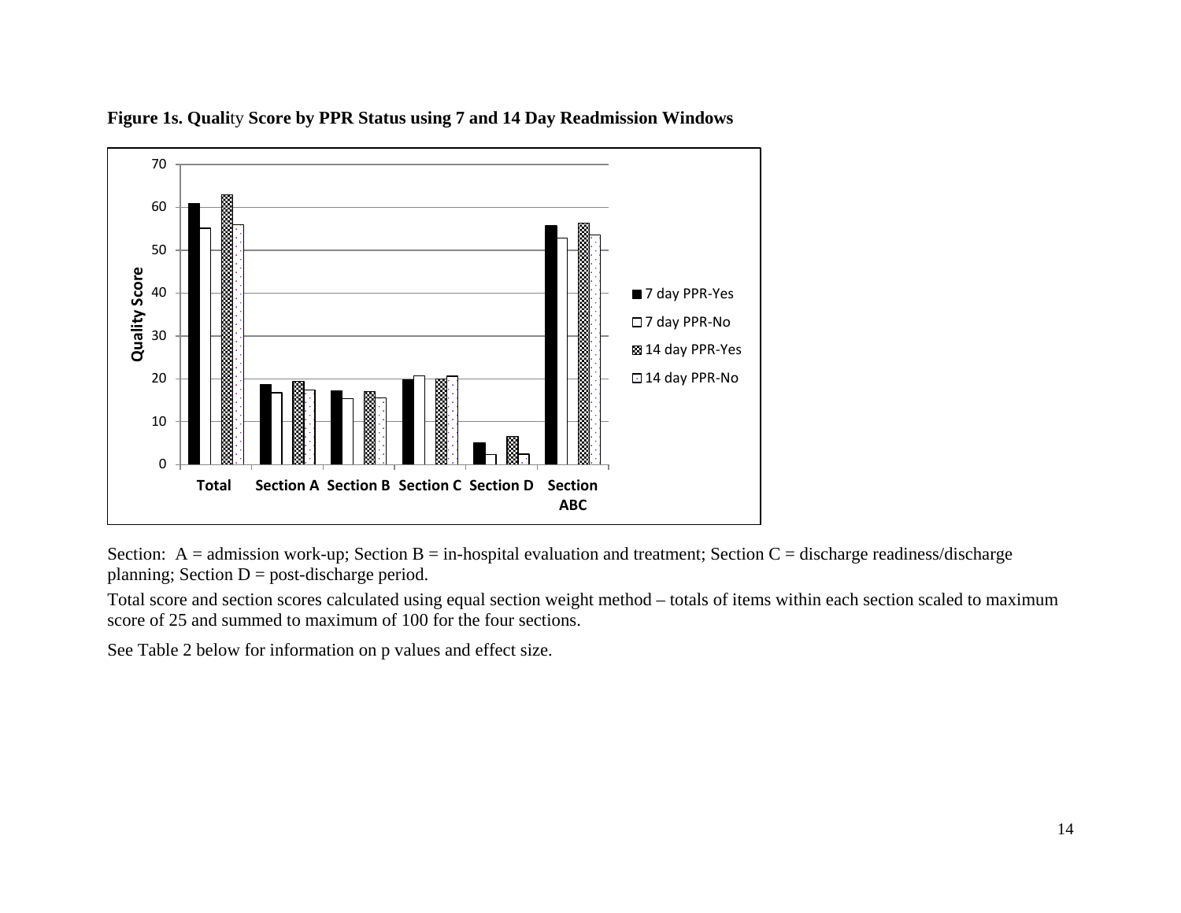**Figure 1s. Quality Score by PPR Status using 7 and 14 Day Readmission Windows**

Section: A = admission work-up; Section B = in-hospital evaluation and treatment; Section C = discharge readiness/discharge planning; Section D = post-discharge period.

Total score and section scores calculated using equal section weight method – totals of items within each section scaled to maximum score of 25 and summed to maximum of 100 for the four sections.

See Table 2 below for information on p values and effect size.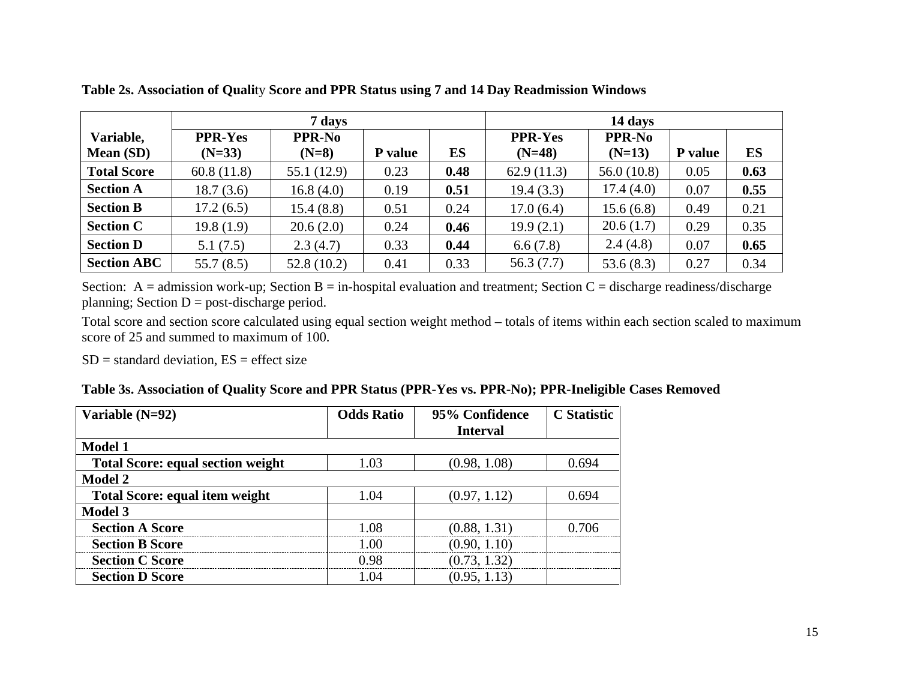**Table 2s. Association of Quality Score and PPR Status using 7 and 14 Day Readmission Windows**

| Variable, Mean (SD) | 7 days | | | | 14 days | | | |
|---|---|---|---|---|---|---|---|---|
| | PPR-Yes (N=33) | PPR-No (N=8) | P value | ES | PPR-Yes (N=48) | PPR-No (N=13) | P value | ES |
| **Total Score** | 60.8 (11.8) | 55.1 (12.9) | 0.23 | **0.48** | 62.9 (11.3) | 56.0 (10.8) | 0.05 | **0.63** |
| **Section A** | 18.7 (3.6) | 16.8 (4.0) | 0.19 | **0.51** | 19.4 (3.3) | 17.4 (4.0) | 0.07 | **0.55** |
| **Section B** | 17.2 (6.5) | 15.4 (8.8) | 0.51 | 0.24 | 17.0 (6.4) | 15.6 (6.8) | 0.49 | 0.21 |
| **Section C** | 19.8 (1.9) | 20.6 (2.0) | 0.24 | **0.46** | 19.9 (2.1) | 20.6 (1.7) | 0.29 | 0.35 |
| **Section D** | 5.1 (7.5) | 2.3 (4.7) | 0.33 | **0.44** | 6.6 (7.8) | 2.4 (4.8) | 0.07 | **0.65** |
| **Section ABC** | 55.7 (8.5) | 52.8 (10.2) | 0.41 | 0.33 | 56.3 (7.7) | 53.6 (8.3) | 0.27 | 0.34 |

Section: A = admission work-up; Section B = in-hospital evaluation and treatment; Section C = discharge readiness/discharge planning; Section D = post-discharge period.

Total score and section score calculated using equal section weight method – totals of items within each section scaled to maximum score of 25 and summed to maximum of 100.

SD = standard deviation, ES = effect size

**Table 3s. Association of Quality Score and PPR Status (PPR-Yes vs. PPR-No); PPR-Ineligible Cases Removed**

| Variable (N=92) | Odds Ratio | 95% Confidence Interval | C Statistic |
|---|---|---|---|
| **Model 1** | | | |
| **Total Score: equal section weight** | 1.03 | (0.98, 1.08) | 0.694 |
| **Model 2** | | | |
| **Total Score: equal item weight** | 1.04 | (0.97, 1.12) | 0.694 |
| **Model 3** | | | |
| **Section A Score** | 1.08 | (0.88, 1.31) | 0.706 |
| **Section B Score** | 1.00 | (0.90, 1.10) | |
| **Section C Score** | 0.98 | (0.73, 1.32) | |
| **Section D Score** | 1.04 | (0.95, 1.13) | |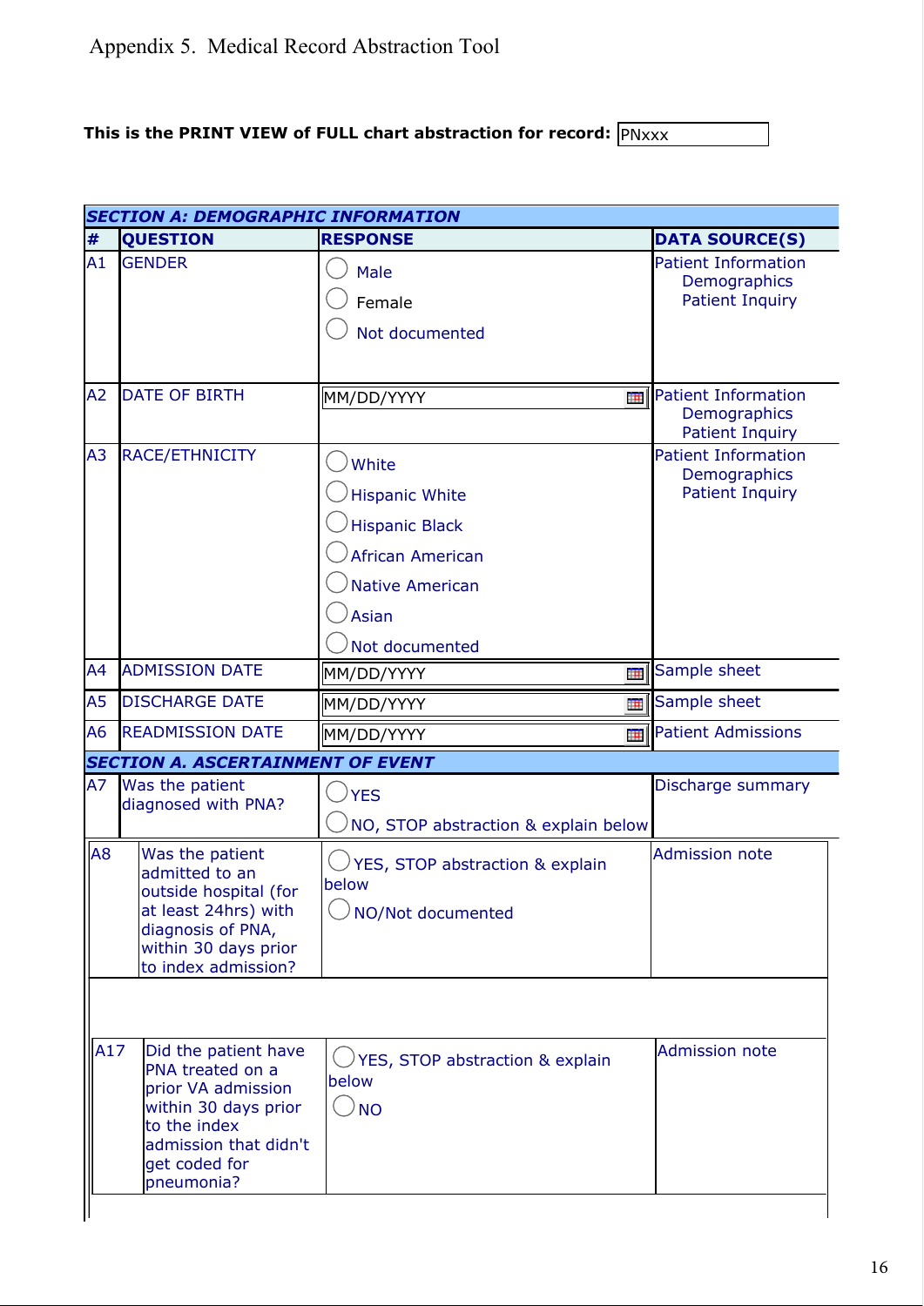Appendix 5. Medical Record Abstraction Tool

**This is the PRINT VIEW of FULL chart abstraction for record:** PNxxx

| # | QUESTION | RESPONSE | DATA SOURCE(S) |
|---|---|---|---|
| **SECTION A: DEMOGRAPHIC INFORMATION** | | | |
| A1 | GENDER | ◯ Male<br>◯ Female<br>◯ Not documented | Patient Information<br>Demographics<br>Patient Inquiry |
| A2 | DATE OF BIRTH | MM/DD/YYYY | Patient Information<br>Demographics<br>Patient Inquiry |
| A3 | RACE/ETHNICITY | ◯ White<br>◯ Hispanic White<br>◯ Hispanic Black<br>◯ African American<br>◯ Native American<br>◯ Asian<br>◯ Not documented | Patient Information<br>Demographics<br>Patient Inquiry |
| A4 | ADMISSION DATE | MM/DD/YYYY | Sample sheet |
| A5 | DISCHARGE DATE | MM/DD/YYYY | Sample sheet |
| A6 | READMISSION DATE | MM/DD/YYYY | Patient Admissions |
| **SECTION A. ASCERTAINMENT OF EVENT** | | | |
| A7 | Was the patient diagnosed with PNA? | ◯ YES<br>◯ NO, STOP abstraction & explain below | Discharge summary |
| A8 | Was the patient admitted to an outside hospital (for at least 24hrs) with diagnosis of PNA, within 30 days prior to index admission? | ◯ YES, STOP abstraction & explain below<br>◯ NO/Not documented | Admission note |
| A17 | Did the patient have PNA treated on a prior VA admission within 30 days prior to the index admission that didn't get coded for pneumonia? | ◯ YES, STOP abstraction & explain below<br>◯ NO | Admission note |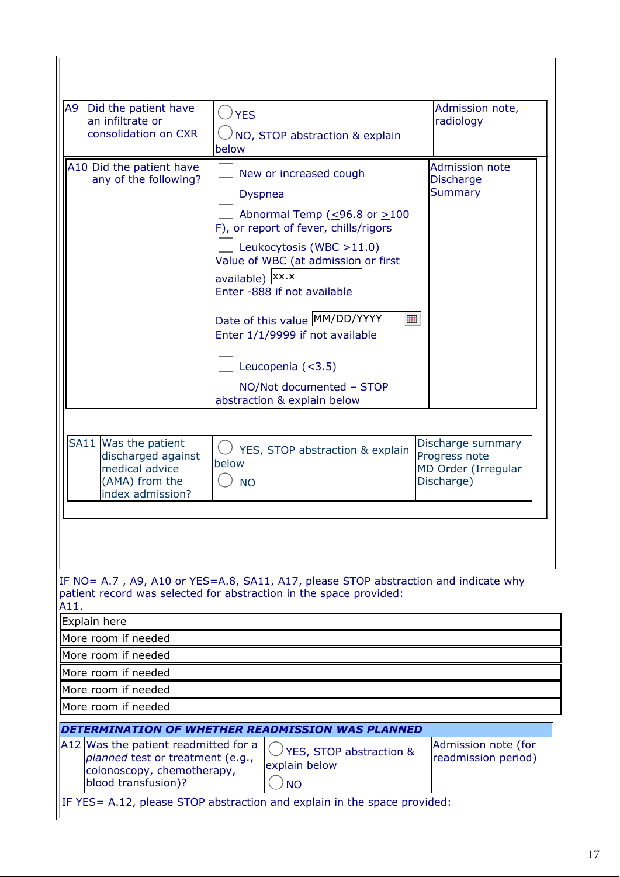| A9 | Did the patient have an infiltrate or consolidation on CXR | ◯ YES<br>◯ NO, STOP abstraction & explain below | Admission note, radiology |
|---|---|---|---|
| A10 | Did the patient have any of the following? | ☐ New or increased cough<br>☐ Dyspnea<br>☐ Abnormal Temp (≤96.8 or ≥100 F), or report of fever, chills/rigors<br>☐ Leukocytosis (WBC >11.0)<br>Value of WBC (at admission or first available) [xx.x]<br>Enter -888 if not available<br>Date of this value [MM/DD/YYYY]<br>Enter 1/1/9999 if not available<br>☐ Leucopenia (<3.5)<br>☐ NO/Not documented – STOP abstraction & explain below | Admission note<br>Discharge Summary |
| SA11 | Was the patient discharged against medical advice (AMA) from the index admission? | ◯ YES, STOP abstraction & explain below<br>◯ NO | Discharge summary<br>Progress note<br>MD Order (Irregular Discharge) |

IF NO= A.7 , A9, A10 or YES=A.8, SA11, A17, please STOP abstraction and indicate why patient record was selected for abstraction in the space provided:

A11.

| Explain here |
|---|
| More room if needed |
| More room if needed |
| More room if needed |
| More room if needed |
| More room if needed |

***DETERMINATION OF WHETHER READMISSION WAS PLANNED***

| A12 | Was the patient readmitted for a *planned* test or treatment (e.g., colonoscopy, chemotherapy, blood transfusion)? | ◯ YES, STOP abstraction & explain below<br>◯ NO | Admission note (for readmission period) |
|---|---|---|---|

IF YES= A.12, please STOP abstraction and explain in the space provided: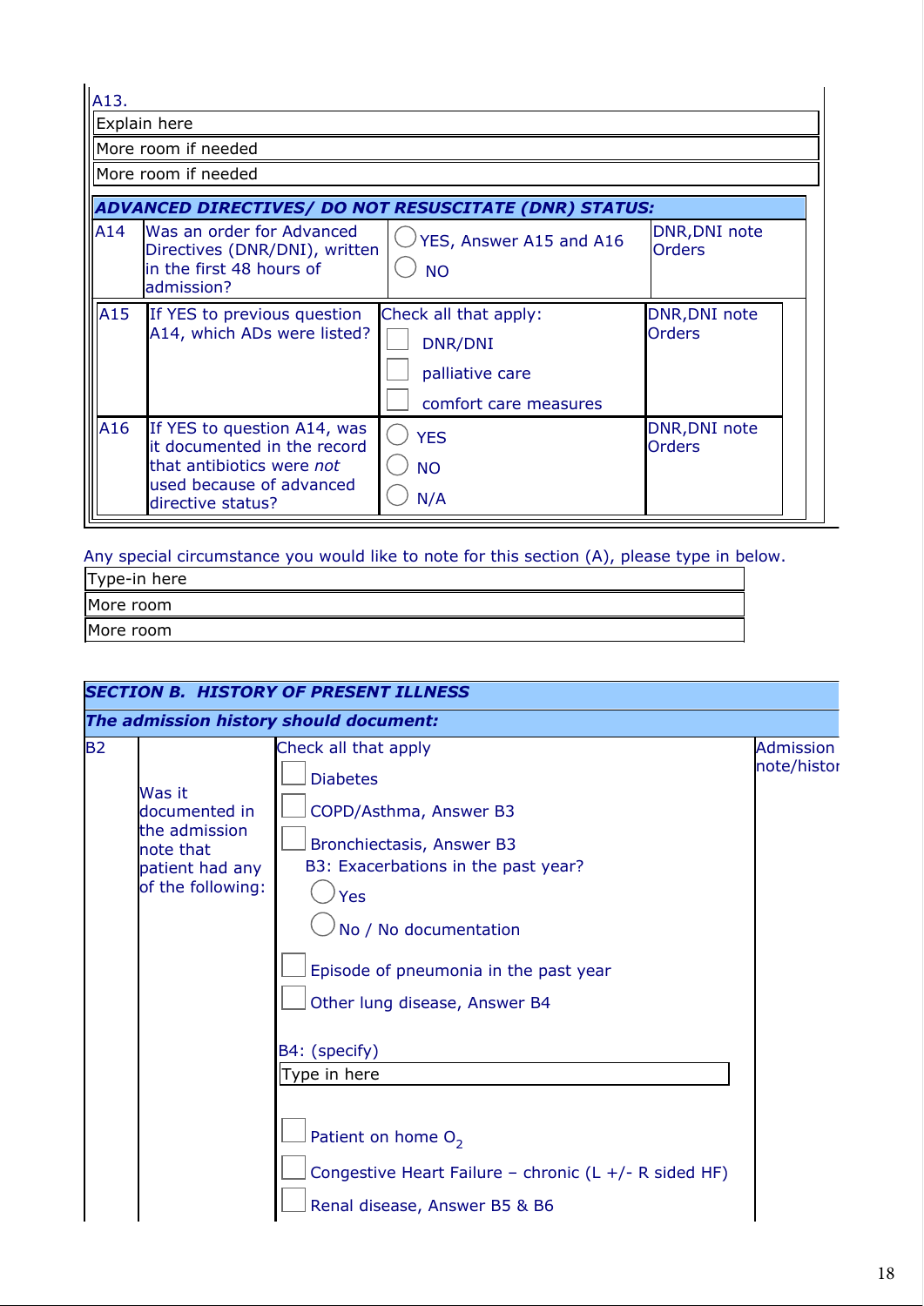A13.

| Explain here |
|---|
| More room if needed |
| More room if needed |

| ***ADVANCED DIRECTIVES/ DO NOT RESUSCITATE (DNR) STATUS:*** | | | |
|---|---|---|---|
| A14 | Was an order for Advanced Directives (DNR/DNI), written in the first 48 hours of admission? | ◯ YES, Answer A15 and A16<br>◯ NO | DNR,DNI note Orders |
| A15 | If YES to previous question A14, which ADs were listed? | Check all that apply:<br>☐ DNR/DNI<br>☐ palliative care<br>☐ comfort care measures | DNR,DNI note Orders |
| A16 | If YES to question A14, was it documented in the record that antibiotics were *not* used because of advanced directive status? | ◯ YES<br>◯ NO<br>◯ N/A | DNR,DNI note Orders |

Any special circumstance you would like to note for this section (A), please type in below.

| Type-in here |
|---|
| More room |
| More room |

| ***SECTION B. HISTORY OF PRESENT ILLNESS*** | | | |
|---|---|---|---|
| ***The admission history should document:*** | | | |
| B2 | Was it documented in the admission note that patient had any of the following: | Check all that apply<br>☐ Diabetes<br>☐ COPD/Asthma, Answer B3<br>☐ Bronchiectasis, Answer B3<br>B3: Exacerbations in the past year?<br>◯ Yes<br>◯ No / No documentation<br>☐ Episode of pneumonia in the past year<br>☐ Other lung disease, Answer B4<br>B4: (specify)<br>Type in here<br>☐ Patient on home $O_2$<br>☐ Congestive Heart Failure – chronic (L +/- R sided HF)<br>☐ Renal disease, Answer B5 & B6 | Admission note/histor |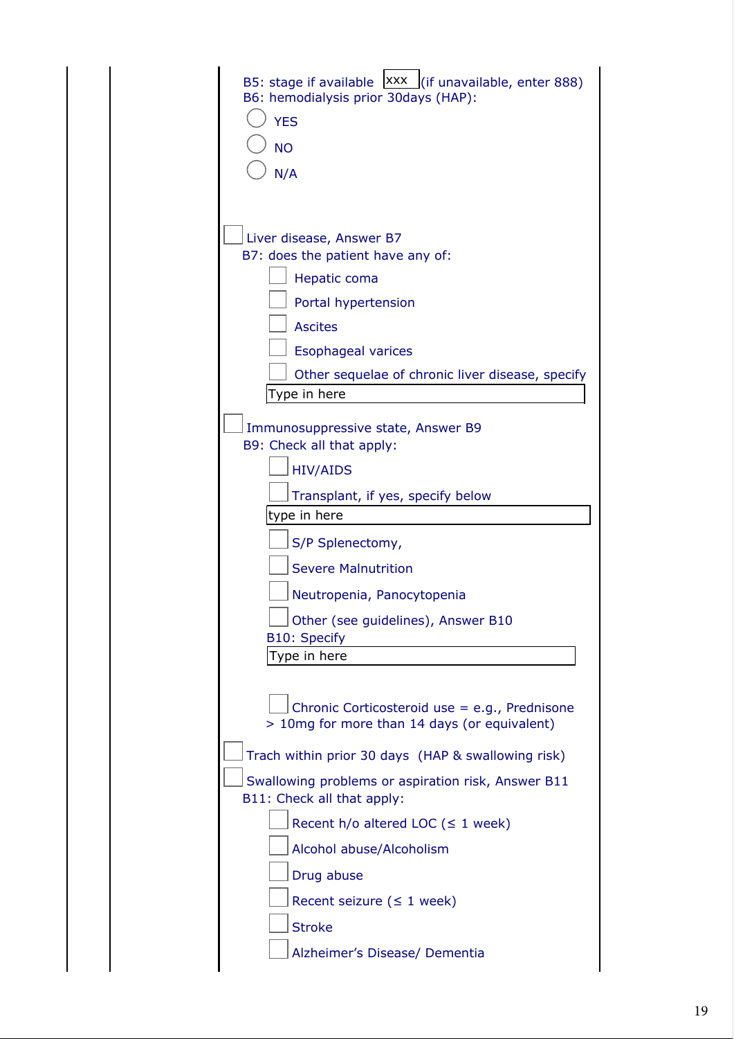B5: stage if available [xxx] (if unavailable, enter 888)

B6: hemodialysis prior 30days (HAP):

- ◯ YES
- ◯ NO
- ◯ N/A

☐ Liver disease, Answer B7

B7: does the patient have any of:

- ☐ Hepatic coma
- ☐ Portal hypertension
- ☐ Ascites
- ☐ Esophageal varices
- ☐ Other sequelae of chronic liver disease, specify

[Type in here]

☐ Immunosuppressive state, Answer B9

B9: Check all that apply:

- ☐ HIV/AIDS
- ☐ Transplant, if yes, specify below

[type in here]

- ☐ S/P Splenectomy,
- ☐ Severe Malnutrition
- ☐ Neutropenia, Panocytopenia
- ☐ Other (see guidelines), Answer B10

B10: Specify

[Type in here]

- ☐ Chronic Corticosteroid use = e.g., Prednisone > 10mg for more than 14 days (or equivalent)

☐ Trach within prior 30 days (HAP & swallowing risk)

☐ Swallowing problems or aspiration risk, Answer B11

B11: Check all that apply:

- ☐ Recent h/o altered LOC (≤ 1 week)
- ☐ Alcohol abuse/Alcoholism
- ☐ Drug abuse
- ☐ Recent seizure (≤ 1 week)
- ☐ Stroke
- ☐ Alzheimer's Disease/ Dementia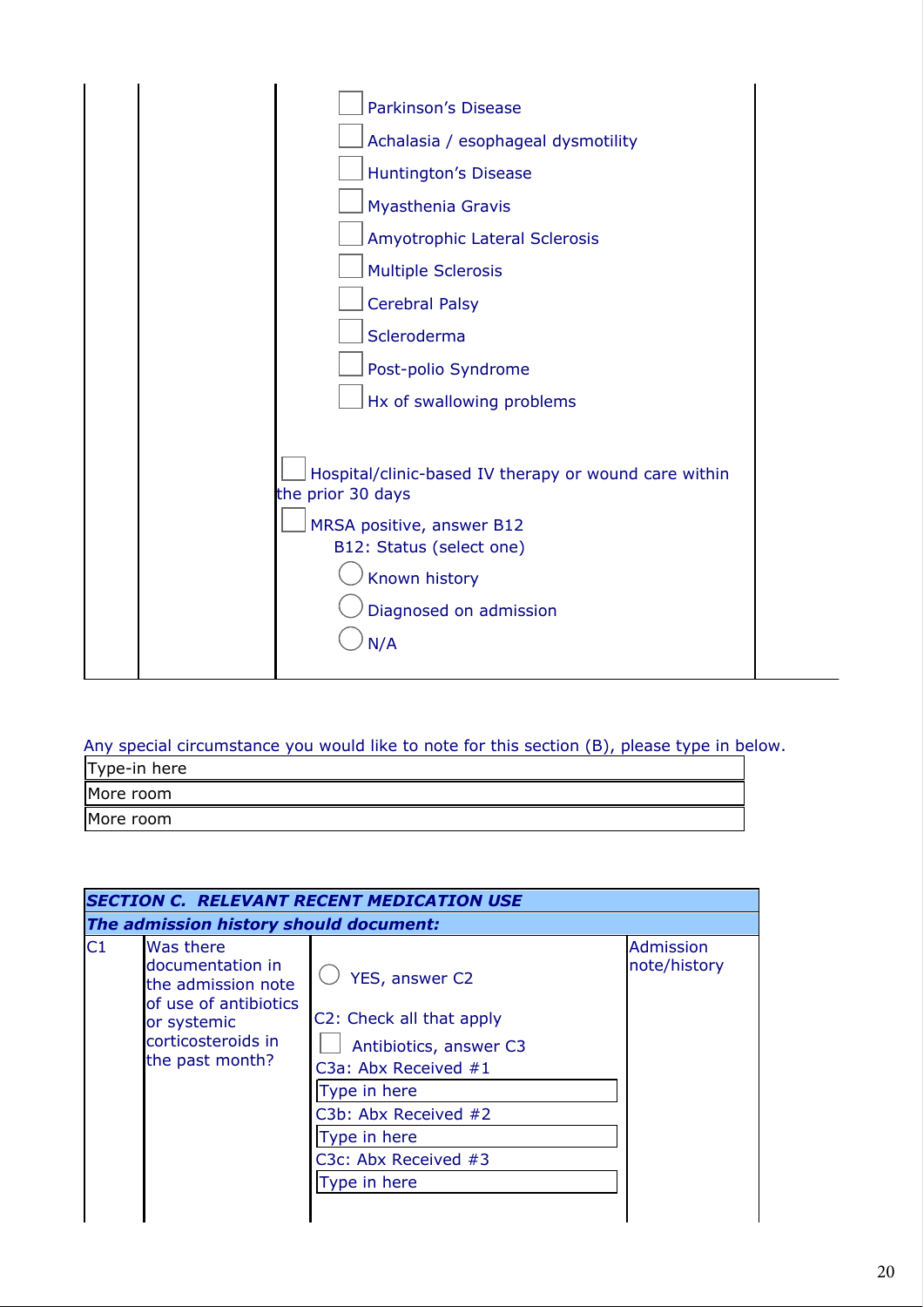| | | | |
|---|---|---|---|
| | | ☐ Parkinson's Disease<br>☐ Achalasia / esophageal dysmotility<br>☐ Huntington's Disease<br>☐ Myasthenia Gravis<br>☐ Amyotrophic Lateral Sclerosis<br>☐ Multiple Sclerosis<br>☐ Cerebral Palsy<br>☐ Scleroderma<br>☐ Post-polio Syndrome<br>☐ Hx of swallowing problems<br><br>☐ Hospital/clinic-based IV therapy or wound care within the prior 30 days<br>☐ MRSA positive, answer B12<br>B12: Status (select one)<br>◯ Known history<br>◯ Diagnosed on admission<br>◯ N/A | |

Any special circumstance you would like to note for this section (B), please type in below.

| Type-in here |
|---|
| More room |
| More room |

| ***SECTION C. RELEVANT RECENT MEDICATION USE*** | | | |
|---|---|---|---|
| ***The admission history should document:*** | | | |
| C1 | Was there documentation in the admission note of use of antibiotics or systemic corticosteroids in the past month? | ◯ YES, answer C2<br><br>C2: Check all that apply<br>☐ Antibiotics, answer C3<br>C3a: Abx Received #1<br>Type in here<br>C3b: Abx Received #2<br>Type in here<br>C3c: Abx Received #3<br>Type in here | Admission note/history |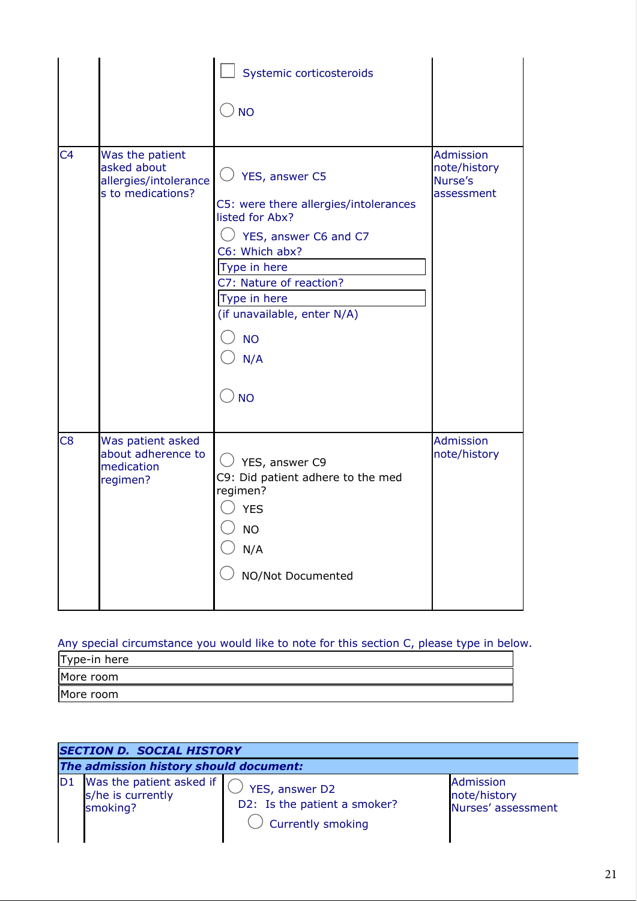| | | ☐ Systemic corticosteroids<br><br>◯ NO | |
|---|---|---|---|
| C4 | Was the patient asked about allergies/intolerances to medications? | ◯ YES, answer C5<br>C5: were there allergies/intolerances listed for Abx?<br>◯ YES, answer C6 and C7<br>C6: Which abx?<br>Type in here<br>C7: Nature of reaction?<br>Type in here<br>(if unavailable, enter N/A)<br>◯ NO<br>◯ N/A<br><br>◯ NO | Admission note/history<br>Nurse's assessment |
| C8 | Was patient asked about adherence to medication regimen? | ◯ YES, answer C9<br>C9: Did patient adhere to the med regimen?<br>◯ YES<br>◯ NO<br>◯ N/A<br><br>◯ NO/Not Documented | Admission note/history |

Any special circumstance you would like to note for this section C, please type in below.

| Type-in here |
|---|
| More room |
| More room |

| ***SECTION D. SOCIAL HISTORY*** | | | |
|---|---|---|---|
| ***The admission history should document:*** | | | |
| D1 | Was the patient asked if s/he is currently smoking? | ◯ YES, answer D2<br>D2: Is the patient a smoker?<br>◯ Currently smoking | Admission note/history<br>Nurses' assessment |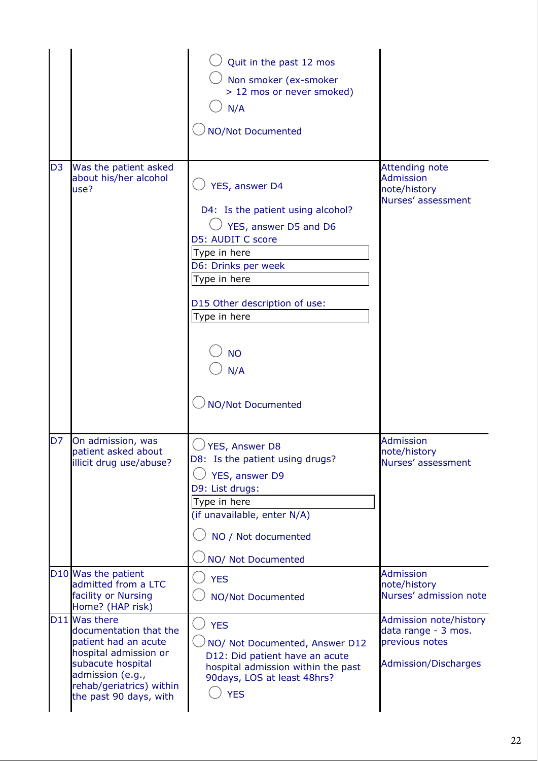| | | | |
|---|---|---|---|
| | | ◯ Quit in the past 12 mos<br>◯ Non smoker (ex-smoker > 12 mos or never smoked)<br>◯ N/A<br><br>◯ NO/Not Documented | |
| D3 | Was the patient asked about his/her alcohol use? | ◯ YES, answer D4<br><br>D4: Is the patient using alcohol?<br>◯ YES, answer D5 and D6<br>D5: AUDIT C score<br>Type in here<br>D6: Drinks per week<br>Type in here<br><br>D15 Other description of use:<br>Type in here<br><br>◯ NO<br>◯ N/A<br><br>◯ NO/Not Documented | Attending note<br>Admission note/history<br>Nurses' assessment |
| D7 | On admission, was patient asked about illicit drug use/abuse? | ◯ YES, Answer D8<br>D8: Is the patient using drugs?<br>◯ YES, answer D9<br>D9: List drugs:<br>Type in here<br>(if unavailable, enter N/A)<br><br>◯ NO / Not documented<br><br>◯ NO/ Not Documented | Admission note/history<br>Nurses' assessment |
| D10 | Was the patient admitted from a LTC facility or Nursing Home? (HAP risk) | ◯ YES<br>◯ NO/Not Documented | Admission note/history<br>Nurses' admission note |
| D11 | Was there documentation that the patient had an acute hospital admission or subacute hospital admission (e.g., rehab/geriatrics) within the past 90 days, with | ◯ YES<br>◯ NO/ Not Documented, Answer D12<br>D12: Did patient have an acute hospital admission within the past 90days, LOS at least 48hrs?<br>◯ YES | Admission note/history data range - 3 mos. previous notes<br><br>Admission/Discharges |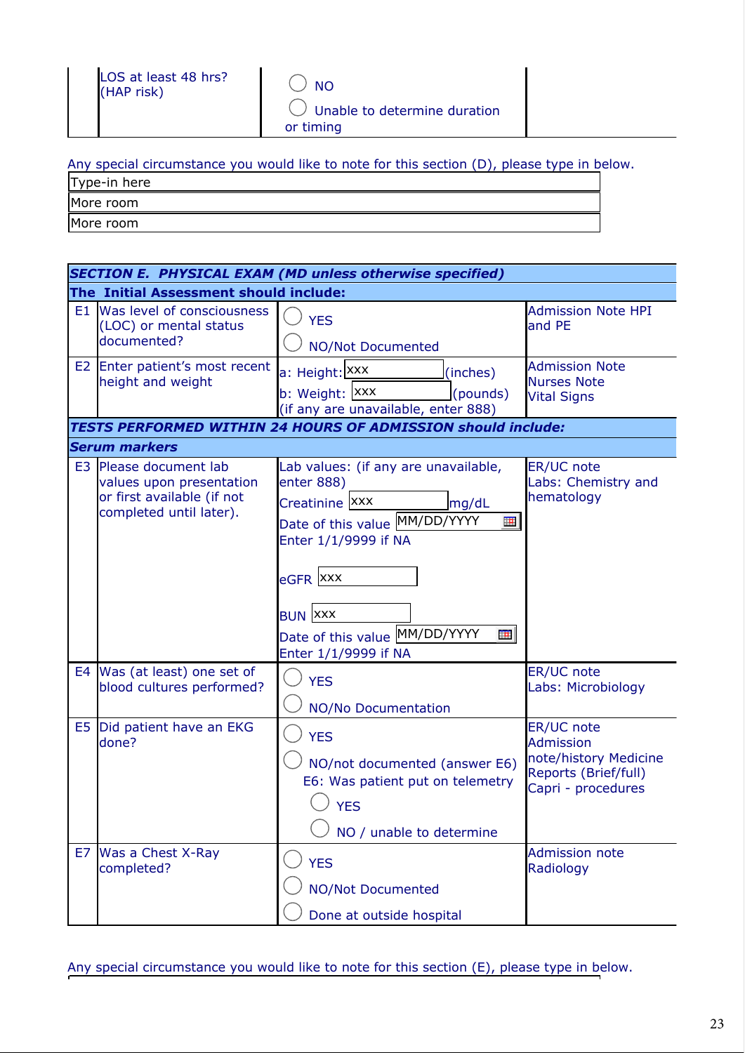|  | LOS at least 48 hrs? (HAP risk) | ◯ NO<br>◯ Unable to determine duration or timing |  |
|---|---|---|---|

Any special circumstance you would like to note for this section (D), please type in below.

| Type-in here |
|---|
| More room |
| More room |

| ***SECTION E. PHYSICAL EXAM (MD unless otherwise specified)*** | | | |
|---|---|---|---|
| **The Initial Assessment should include:** | | | |
| E1 | Was level of consciousness (LOC) or mental status documented? | ◯ YES<br>◯ NO/Not Documented | Admission Note HPI and PE |
| E2 | Enter patient's most recent height and weight | a: Height: xxx (inches)<br>b: Weight: xxx (pounds)<br>(if any are unavailable, enter 888) | Admission Note<br>Nurses Note<br>Vital Signs |
| ***TESTS PERFORMED WITHIN 24 HOURS OF ADMISSION should include:*** | | | |
| ***Serum markers*** | | | |
| E3 | Please document lab values upon presentation or first available (if not completed until later). | Lab values: (if any are unavailable, enter 888)<br>Creatinine xxx mg/dL<br>Date of this value MM/DD/YYYY<br>Enter 1/1/9999 if NA<br><br>eGFR xxx<br><br>BUN xxx<br>Date of this value MM/DD/YYYY<br>Enter 1/1/9999 if NA | ER/UC note<br>Labs: Chemistry and hematology |
| E4 | Was (at least) one set of blood cultures performed? | ◯ YES<br>◯ NO/No Documentation | ER/UC note<br>Labs: Microbiology |
| E5 | Did patient have an EKG done? | ◯ YES<br>◯ NO/not documented (answer E6)<br>E6: Was patient put on telemetry<br>◯ YES<br>◯ NO / unable to determine | ER/UC note<br>Admission note/history Medicine Reports (Brief/full)<br>Capri - procedures |
| E7 | Was a Chest X-Ray completed? | ◯ YES<br>◯ NO/Not Documented<br>◯ Done at outside hospital | Admission note<br>Radiology |

Any special circumstance you would like to note for this section (E), please type in below.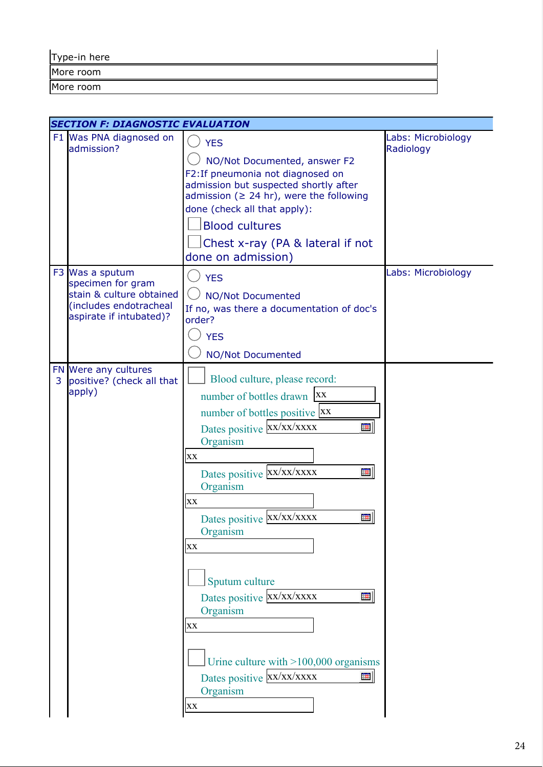| Type-in here |
|---|
| More room |
| More room |

| ***SECTION F: DIAGNOSTIC EVALUATION*** | | | |
|---|---|---|---|
| F1 | Was PNA diagnosed on admission? | ◯ YES<br>◯ NO/Not Documented, answer F2<br>F2:If pneumonia not diagnosed on admission but suspected shortly after admission (≥ 24 hr), were the following done (check all that apply):<br>☐ Blood cultures<br>☐ Chest x-ray (PA & lateral if not done on admission) | Labs: Microbiology<br>Radiology |
| F3 | Was a sputum specimen for gram stain & culture obtained (includes endotracheal aspirate if intubated)? | ◯ YES<br>◯ NO/Not Documented<br>If no, was there a documentation of doc's order?<br>◯ YES<br>◯ NO/Not Documented | Labs: Microbiology |
| FN 3 | Were any cultures positive? (check all that apply) | ☐ Blood culture, please record:<br>number of bottles drawn XX<br>number of bottles positive XX<br>Dates positive xx/xx/xxxx<br>Organism<br>xx<br>Dates positive xx/xx/xxxx<br>Organism<br>xx<br>Dates positive xx/xx/xxxx<br>Organism<br>xx<br>☐ Sputum culture<br>Dates positive xx/xx/xxxx<br>Organism<br>xx<br>☐ Urine culture with >100,000 organisms<br>Dates positive xx/xx/xxxx<br>Organism<br>xx | |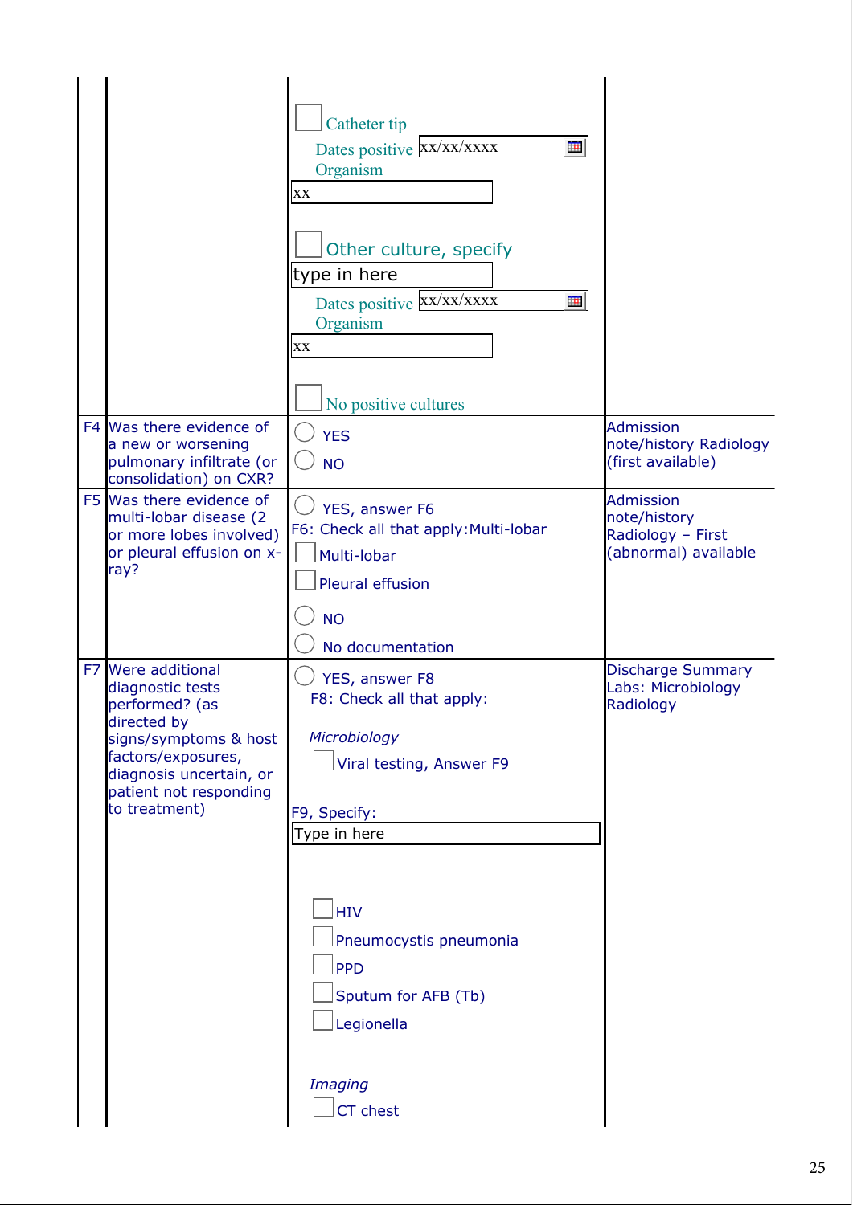| | | | |
|---|---|---|---|
| | | ☐ Catheter tip<br>Dates positive xx/xx/xxxx<br>Organism<br>xx<br><br>☐ Other culture, specify<br>type in here<br>Dates positive xx/xx/xxxx<br>Organism<br>xx<br><br>☐ No positive cultures | |
| F4 | Was there evidence of a new or worsening pulmonary infiltrate (or consolidation) on CXR? | ○ YES<br>○ NO | Admission note/history Radiology (first available) |
| F5 | Was there evidence of multi-lobar disease (2 or more lobes involved) or pleural effusion on x-ray? | ○ YES, answer F6<br>F6: Check all that apply:Multi-lobar<br>☐ Multi-lobar<br>☐ Pleural effusion<br><br>○ NO<br>○ No documentation | Admission note/history Radiology – First (abnormal) available |
| F7 | Were additional diagnostic tests performed? (as directed by signs/symptoms & host factors/exposures, diagnosis uncertain, or patient not responding to treatment) | ○ YES, answer F8<br>F8: Check all that apply:<br><br>*Microbiology*<br>☐ Viral testing, Answer F9<br><br>F9, Specify:<br>Type in here<br><br>☐ HIV<br>☐ Pneumocystis pneumonia<br>☐ PPD<br>☐ Sputum for AFB (Tb)<br>☐ Legionella<br><br>*Imaging*<br>☐ CT chest | Discharge Summary Labs: Microbiology Radiology |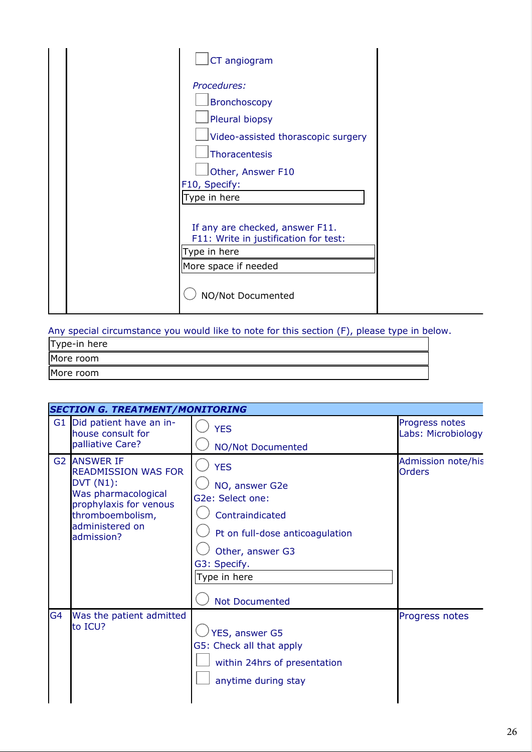| | | | |
|---|---|---|---|
| | | ☐ CT angiogram<br><br>*Procedures:*<br>☐ Bronchoscopy<br>☐ Pleural biopsy<br>☐ Video-assisted thorascopic surgery<br>☐ Thoracentesis<br>☐ Other, Answer F10<br>F10, Specify:<br>Type in here<br><br>If any are checked, answer F11.<br>F11: Write in justification for test:<br>Type in here<br>More space if needed<br><br>◯ NO/Not Documented | |

Any special circumstance you would like to note for this section (F), please type in below.

| |
|---|
| Type-in here |
| More room |
| More room |

| ***SECTION G. TREATMENT/MONITORING*** | | | |
|---|---|---|---|
| G1 | Did patient have an in-house consult for palliative Care? | ◯ YES<br>◯ NO/Not Documented | Progress notes<br>Labs: Microbiology |
| G2 | ANSWER IF READMISSION WAS FOR DVT (N1):<br>Was pharmacological prophylaxis for venous thromboembolism, administered on admission? | ◯ YES<br>◯ NO, answer G2e<br>G2e: Select one:<br>◯ Contraindicated<br>◯ Pt on full-dose anticoagulation<br>◯ Other, answer G3<br>G3: Specify.<br>Type in here<br><br>◯ Not Documented | Admission note/his<br>Orders |
| G4 | Was the patient admitted to ICU? | ◯ YES, answer G5<br>G5: Check all that apply<br>☐ within 24hrs of presentation<br>☐ anytime during stay | Progress notes |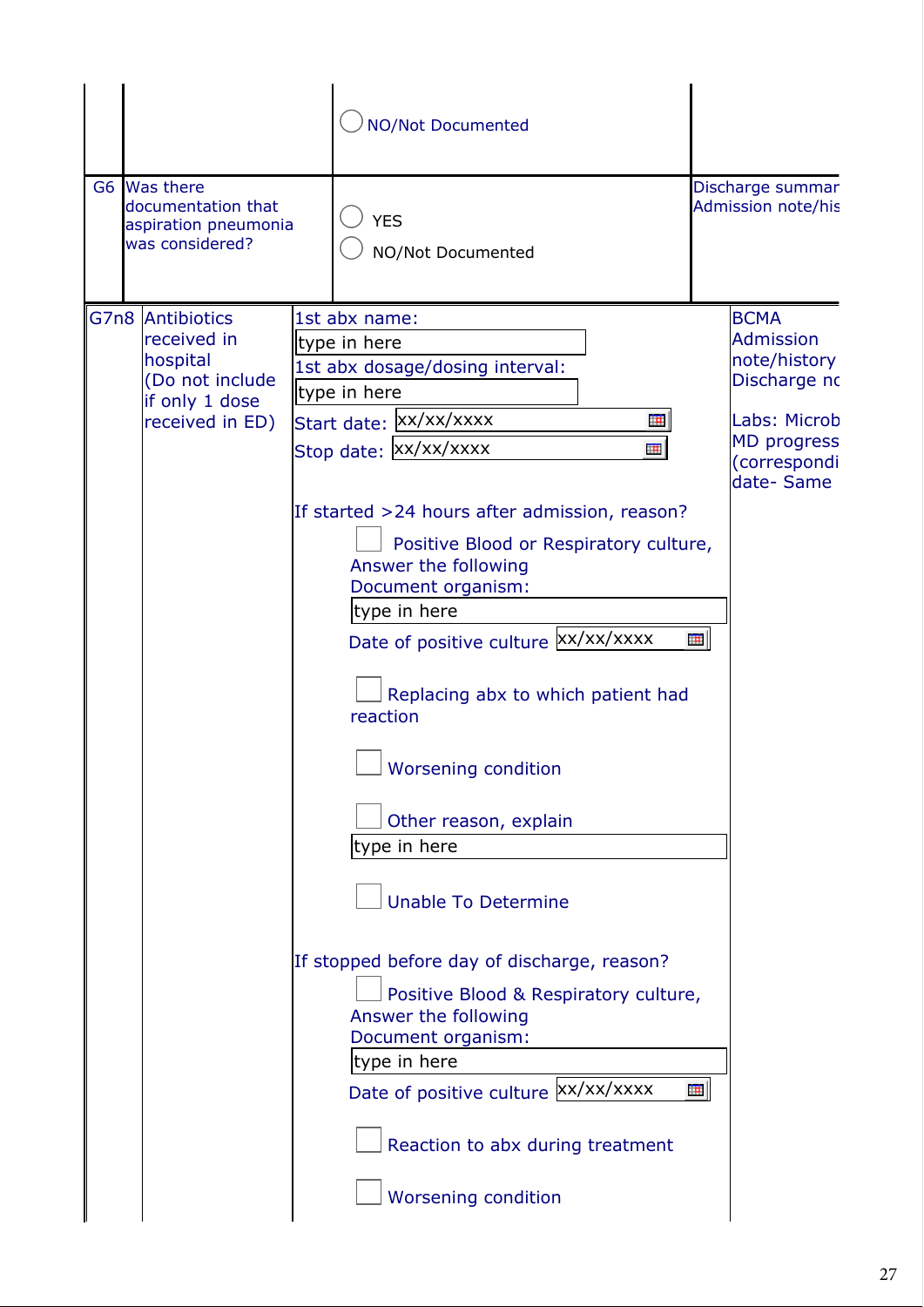| | | | |
|---|---|---|---|
| | | ◯ NO/Not Documented | |
| G6 | Was there documentation that aspiration pneumonia was considered? | ◯ YES<br>◯ NO/Not Documented | Discharge summar<br>Admission note/his |
| G7n8 | Antibiotics received in hospital (Do not include if only 1 dose received in ED) | 1st abx name:<br>type in here<br>1st abx dosage/dosing interval:<br>type in here<br>Start date: xx/xx/xxxx<br>Stop date: xx/xx/xxxx<br><br>If started >24 hours after admission, reason?<br>☐ Positive Blood or Respiratory culture, Answer the following<br>Document organism:<br>type in here<br>Date of positive culture xx/xx/xxxx<br>☐ Replacing abx to which patient had reaction<br>☐ Worsening condition<br>☐ Other reason, explain<br>type in here<br>☐ Unable To Determine<br><br>If stopped before day of discharge, reason?<br>☐ Positive Blood & Respiratory culture, Answer the following<br>Document organism:<br>type in here<br>Date of positive culture xx/xx/xxxx<br>☐ Reaction to abx during treatment<br>☐ Worsening condition | BCMA<br>Admission note/history<br>Discharge nc<br><br>Labs: Microb<br>MD progress (correspondi date- Same |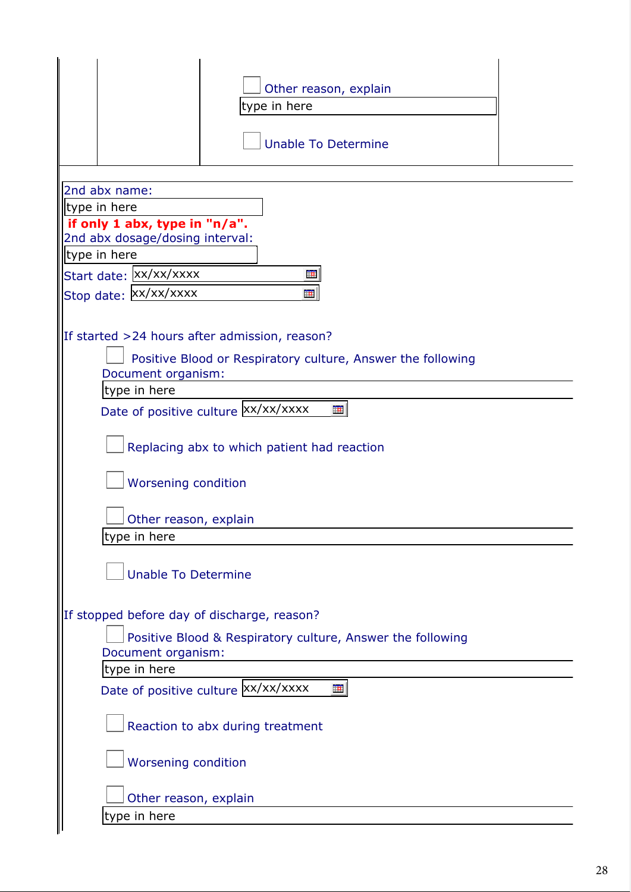☐ Other reason, explain

type in here

☐ Unable To Determine

2nd abx name:

type in here

**if only 1 abx, type in "n/a".**

2nd abx dosage/dosing interval:

type in here

Start date: xx/xx/xxxx

Stop date: xx/xx/xxxx

If started >24 hours after admission, reason?

☐ Positive Blood or Respiratory culture, Answer the following

Document organism:

type in here

Date of positive culture xx/xx/xxxx

☐ Replacing abx to which patient had reaction

☐ Worsening condition

☐ Other reason, explain

type in here

☐ Unable To Determine

If stopped before day of discharge, reason?

☐ Positive Blood & Respiratory culture, Answer the following

Document organism:

type in here

Date of positive culture xx/xx/xxxx

☐ Reaction to abx during treatment

☐ Worsening condition

☐ Other reason, explain

type in here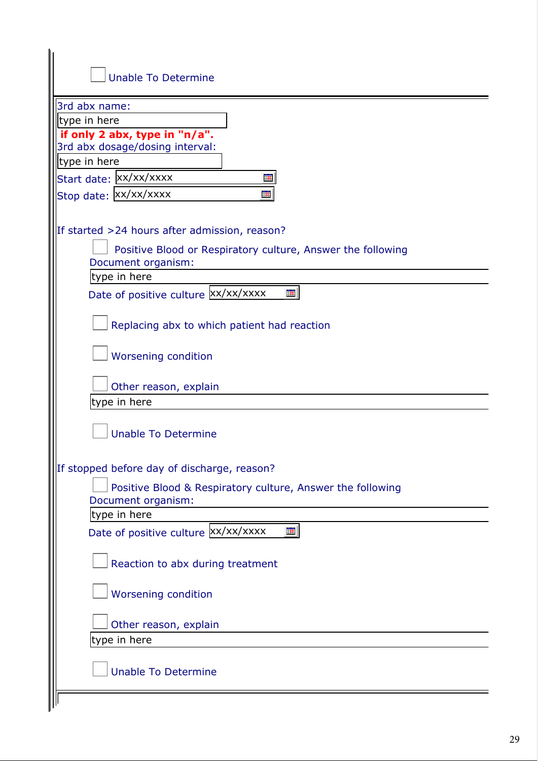☐ Unable To Determine

3rd abx name:

type in here

**if only 2 abx, type in "n/a".**

3rd abx dosage/dosing interval:

type in here

Start date: xx/xx/xxxx

Stop date: xx/xx/xxxx

If started >24 hours after admission, reason?

☐ Positive Blood or Respiratory culture, Answer the following

Document organism:

type in here

Date of positive culture xx/xx/xxxx

☐ Replacing abx to which patient had reaction

☐ Worsening condition

☐ Other reason, explain

type in here

☐ Unable To Determine

If stopped before day of discharge, reason?

☐ Positive Blood & Respiratory culture, Answer the following

Document organism:

type in here

Date of positive culture xx/xx/xxxx

☐ Reaction to abx during treatment

☐ Worsening condition

☐ Other reason, explain

type in here

☐ Unable To Determine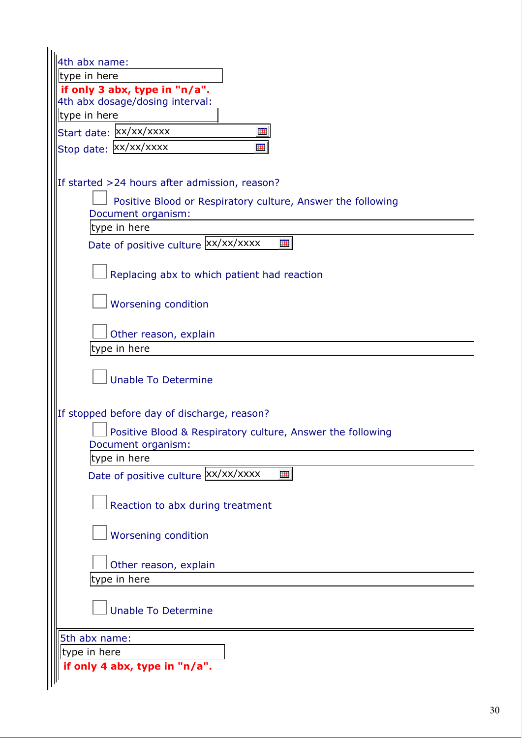4th abx name:

type in here

**if only 3 abx, type in "n/a".**

4th abx dosage/dosing interval:

type in here

Start date: xx/xx/xxxx

Stop date: xx/xx/xxxx

If started >24 hours after admission, reason?

- [ ] Positive Blood or Respiratory culture, Answer the following

  Document organism:

  type in here

  Date of positive culture xx/xx/xxxx

- [ ] Replacing abx to which patient had reaction

- [ ] Worsening condition

- [ ] Other reason, explain

  type in here

- [ ] Unable To Determine

If stopped before day of discharge, reason?

- [ ] Positive Blood & Respiratory culture, Answer the following

  Document organism:

  type in here

  Date of positive culture xx/xx/xxxx

- [ ] Reaction to abx during treatment

- [ ] Worsening condition

- [ ] Other reason, explain

  type in here

- [ ] Unable To Determine

5th abx name:

type in here

**if only 4 abx, type in "n/a".**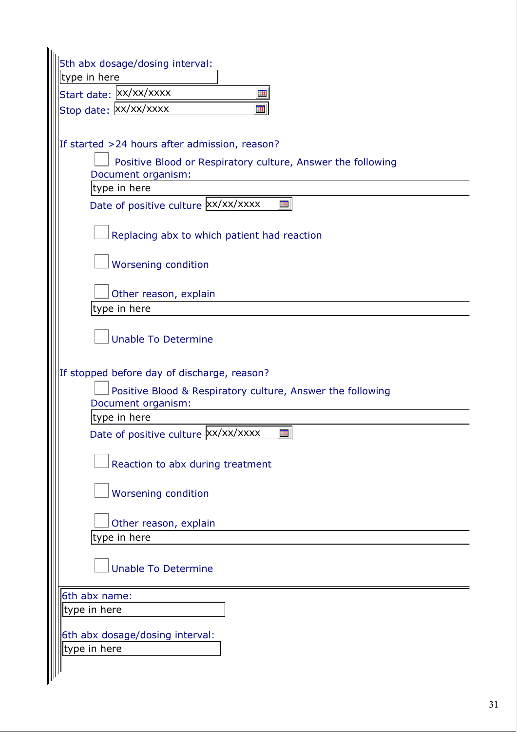5th abx dosage/dosing interval:

type in here

Start date: xx/xx/xxxx

Stop date: xx/xx/xxxx

If started >24 hours after admission, reason?

- [ ] Positive Blood or Respiratory culture, Answer the following

Document organism:

type in here

Date of positive culture xx/xx/xxxx

- [ ] Replacing abx to which patient had reaction

- [ ] Worsening condition

- [ ] Other reason, explain

type in here

- [ ] Unable To Determine

If stopped before day of discharge, reason?

- [ ] Positive Blood & Respiratory culture, Answer the following

Document organism:

type in here

Date of positive culture xx/xx/xxxx

- [ ] Reaction to abx during treatment

- [ ] Worsening condition

- [ ] Other reason, explain

type in here

- [ ] Unable To Determine

6th abx name:

type in here

6th abx dosage/dosing interval:

type in here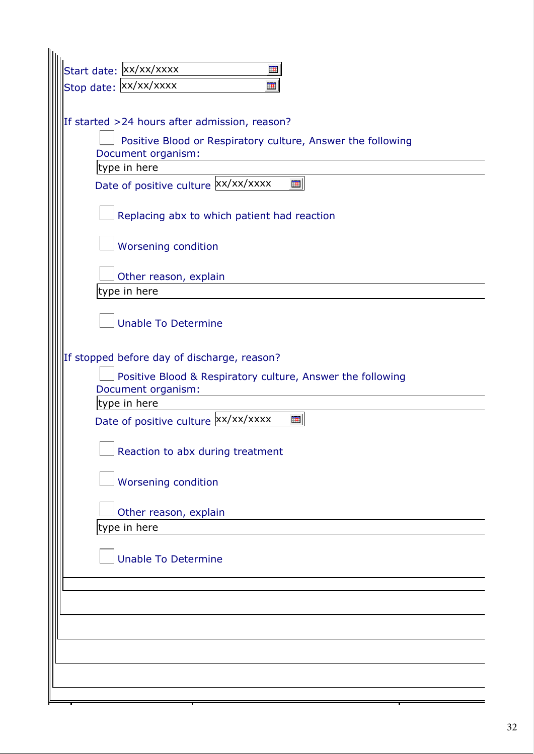Start date: xx/xx/xxxx

Stop date: xx/xx/xxxx

If started >24 hours after admission, reason?

- [ ] Positive Blood or Respiratory culture, Answer the following

  Document organism:

  type in here

  Date of positive culture xx/xx/xxxx

- [ ] Replacing abx to which patient had reaction

- [ ] Worsening condition

- [ ] Other reason, explain

  type in here

- [ ] Unable To Determine

If stopped before day of discharge, reason?

- [ ] Positive Blood & Respiratory culture, Answer the following

  Document organism:

  type in here

  Date of positive culture xx/xx/xxxx

- [ ] Reaction to abx during treatment

- [ ] Worsening condition

- [ ] Other reason, explain

  type in here

- [ ] Unable To Determine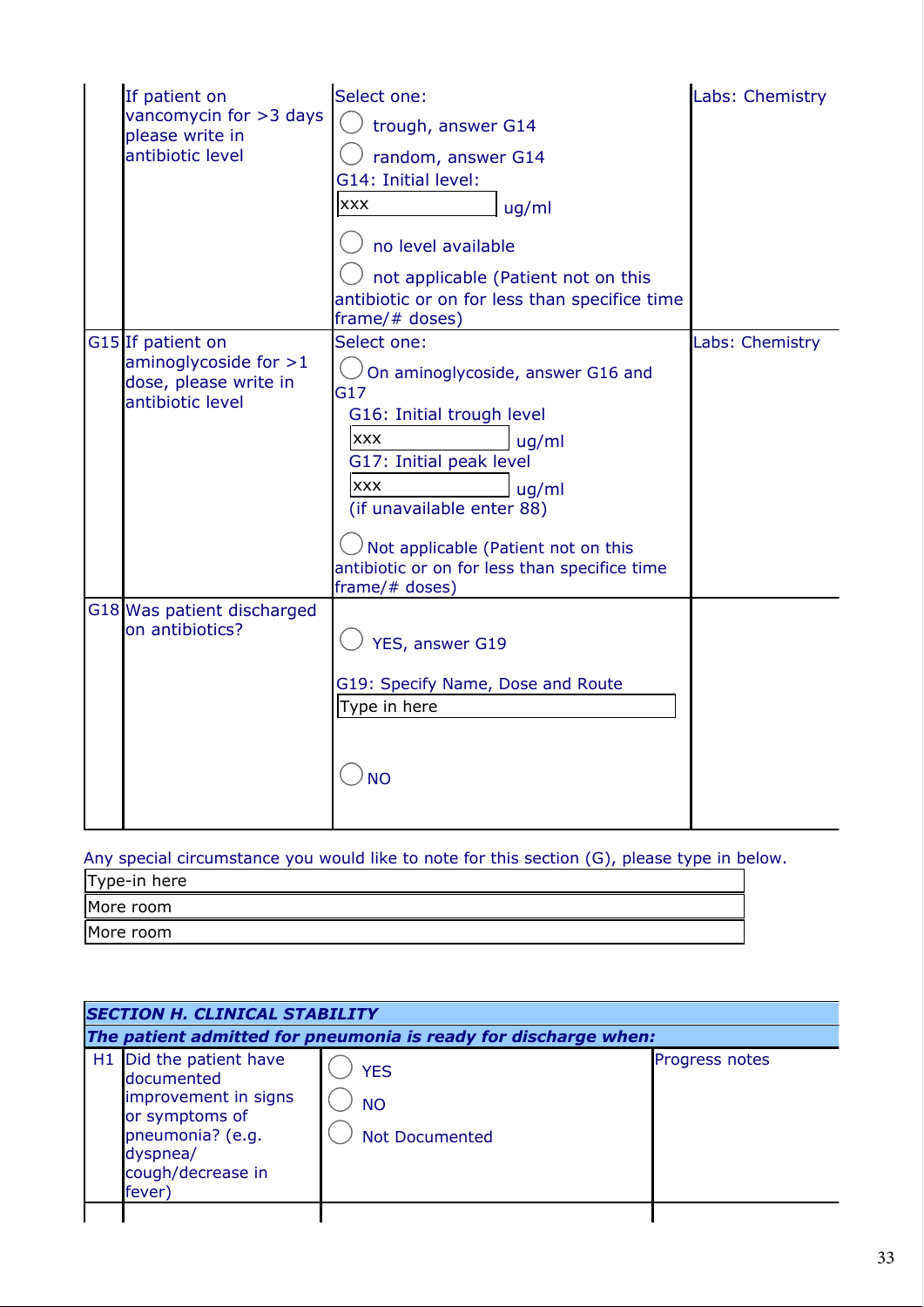| | | | |
|---|---|---|---|
| | If patient on vancomycin for >3 days please write in antibiotic level | Select one:<br>○ trough, answer G14<br>○ random, answer G14<br>G14: Initial level:<br>xxx ug/ml<br>○ no level available<br>○ not applicable (Patient not on this antibiotic or on for less than specifice time frame/# doses) | Labs: Chemistry |
| G15 | If patient on aminoglycoside for >1 dose, please write in antibiotic level | Select one:<br>○ On aminoglycoside, answer G16 and G17<br>G16: Initial trough level<br>xxx ug/ml<br>G17: Initial peak level<br>xxx ug/ml<br>(if unavailable enter 88)<br>○ Not applicable (Patient not on this antibiotic or on for less than specifice time frame/# doses) | Labs: Chemistry |
| G18 | Was patient discharged on antibiotics? | ○ YES, answer G19<br>G19: Specify Name, Dose and Route<br>Type in here<br>○ NO | |

Any special circumstance you would like to note for this section (G), please type in below.

| |
|---|
| Type-in here |
| More room |
| More room |

| **SECTION H. CLINICAL STABILITY** | | | |
|---|---|---|---|
| ***The patient admitted for pneumonia is ready for discharge when:*** | | | |
| H1 | Did the patient have documented improvement in signs or symptoms of pneumonia? (e.g. dyspnea/ cough/decrease in fever) | ○ YES<br>○ NO<br>○ Not Documented | Progress notes |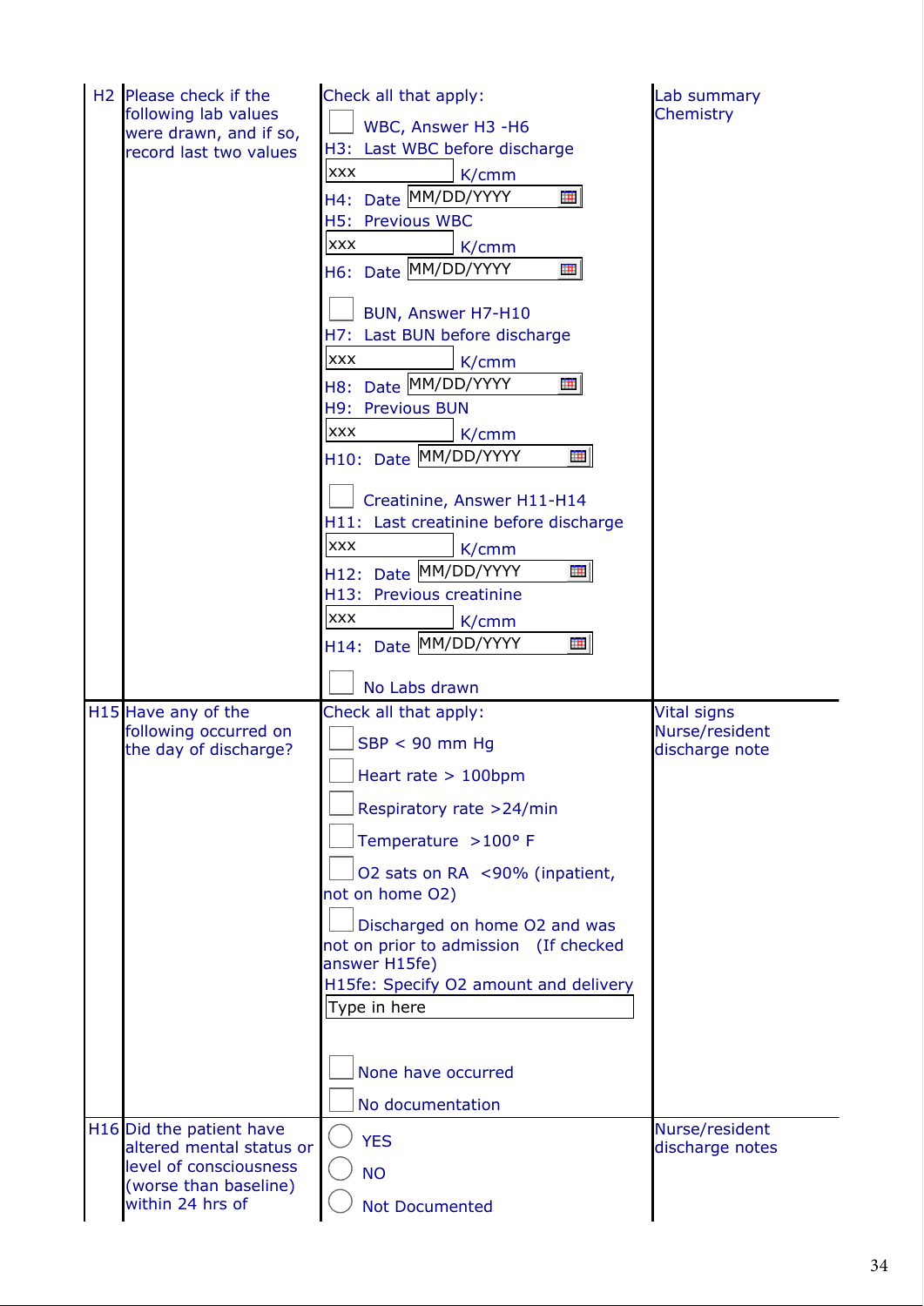| | | | |
|---|---|---|---|
| H2 | Please check if the following lab values were drawn, and if so, record last two values | Check all that apply:<br>☐ WBC, Answer H3 -H6<br>H3: Last WBC before discharge<br>xxx K/cmm<br>H4: Date MM/DD/YYYY<br>H5: Previous WBC<br>xxx K/cmm<br>H6: Date MM/DD/YYYY<br><br>☐ BUN, Answer H7-H10<br>H7: Last BUN before discharge<br>xxx K/cmm<br>H8: Date MM/DD/YYYY<br>H9: Previous BUN<br>xxx K/cmm<br>H10: Date MM/DD/YYYY<br><br>☐ Creatinine, Answer H11-H14<br>H11: Last creatinine before discharge<br>xxx K/cmm<br>H12: Date MM/DD/YYYY<br>H13: Previous creatinine<br>xxx K/cmm<br>H14: Date MM/DD/YYYY<br><br>☐ No Labs drawn | Lab summary Chemistry |
| H15 | Have any of the following occurred on the day of discharge? | Check all that apply:<br>☐ SBP < 90 mm Hg<br>☐ Heart rate > 100bpm<br>☐ Respiratory rate >24/min<br>☐ Temperature >100° F<br>☐ O2 sats on RA <90% (inpatient, not on home O2)<br>☐ Discharged on home O2 and was not on prior to admission (If checked answer H15fe)<br>H15fe: Specify O2 amount and delivery<br>Type in here<br><br>☐ None have occurred<br>☐ No documentation | Vital signs Nurse/resident discharge note |
| H16 | Did the patient have altered mental status or level of consciousness (worse than baseline) within 24 hrs of | ◯ YES<br>◯ NO<br>◯ Not Documented | Nurse/resident discharge notes |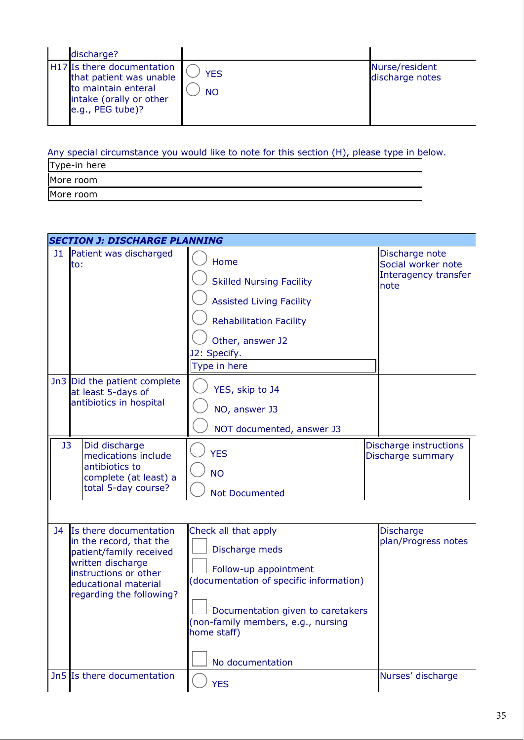| | | | |
|---|---|---|---|
| | discharge? | | |
| H17 | Is there documentation that patient was unable to maintain enteral intake (orally or other e.g., PEG tube)? | ◯ YES<br>◯ NO | Nurse/resident discharge notes |

Any special circumstance you would like to note for this section (H), please type in below.

| Type-in here |
|---|
| More room |
| More room |

| SECTION J: DISCHARGE PLANNING | | | |
|---|---|---|---|
| J1 | Patient was discharged to: | ◯ Home<br>◯ Skilled Nursing Facility<br>◯ Assisted Living Facility<br>◯ Rehabilitation Facility<br>◯ Other, answer J2<br>J2: Specify.<br>Type in here | Discharge note<br>Social worker note<br>Interagency transfer note |
| Jn3 | Did the patient complete at least 5-days of antibiotics in hospital | ◯ YES, skip to J4<br>◯ NO, answer J3<br>◯ NOT documented, answer J3 | |
| J3 | Did discharge medications include antibiotics to complete (at least) a total 5-day course? | ◯ YES<br>◯ NO<br>◯ Not Documented | Discharge instructions<br>Discharge summary |
| J4 | Is there documentation in the record, that the patient/family received written discharge instructions or other educational material regarding the following? | Check all that apply<br>☐ Discharge meds<br>☐ Follow-up appointment (documentation of specific information)<br>☐ Documentation given to caretakers (non-family members, e.g., nursing home staff)<br>☐ No documentation | Discharge plan/Progress notes |
| Jn5 | Is there documentation | ◯ YES | Nurses' discharge |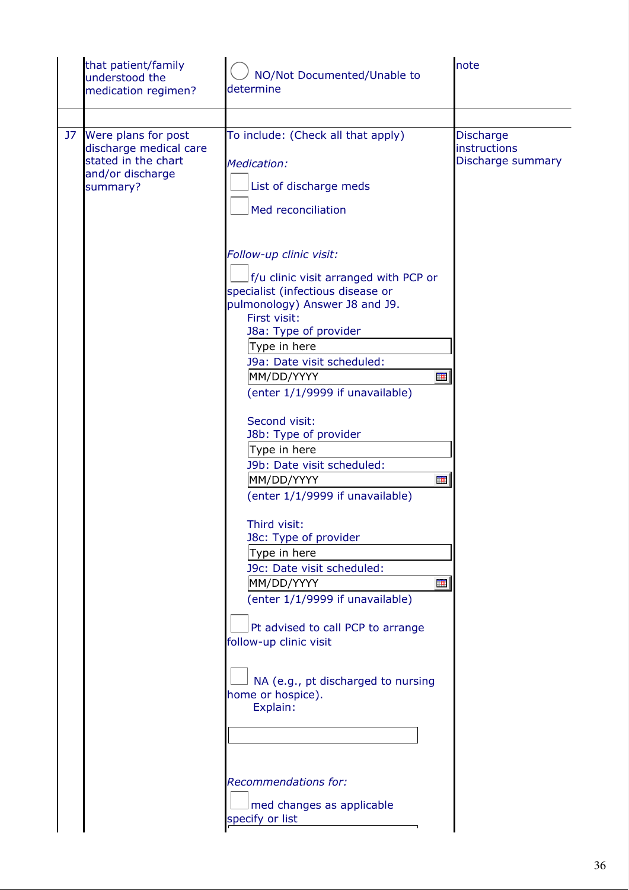| | | | |
|---|---|---|---|
| | that patient/family understood the medication regimen? | ◯ NO/Not Documented/Unable to determine | note |
| | | | |
| J7 | Were plans for post discharge medical care stated in the chart and/or discharge summary? | To include: (Check all that apply)<br><br>*Medication:*<br>☐ List of discharge meds<br>☐ Med reconciliation<br><br>*Follow-up clinic visit:*<br>☐ f/u clinic visit arranged with PCP or specialist (infectious disease or pulmonology) Answer J8 and J9.<br>First visit:<br>J8a: Type of provider<br>[Type in here]<br>J9a: Date visit scheduled:<br>[MM/DD/YYYY]<br>(enter 1/1/9999 if unavailable)<br><br>Second visit:<br>J8b: Type of provider<br>[Type in here]<br>J9b: Date visit scheduled:<br>[MM/DD/YYYY]<br>(enter 1/1/9999 if unavailable)<br><br>Third visit:<br>J8c: Type of provider<br>[Type in here]<br>J9c: Date visit scheduled:<br>[MM/DD/YYYY]<br>(enter 1/1/9999 if unavailable)<br><br>☐ Pt advised to call PCP to arrange follow-up clinic visit<br><br>☐ NA (e.g., pt discharged to nursing home or hospice).<br>Explain:<br>[ ]<br><br>*Recommendations for:*<br>☐ med changes as applicable specify or list | Discharge instructions<br>Discharge summary |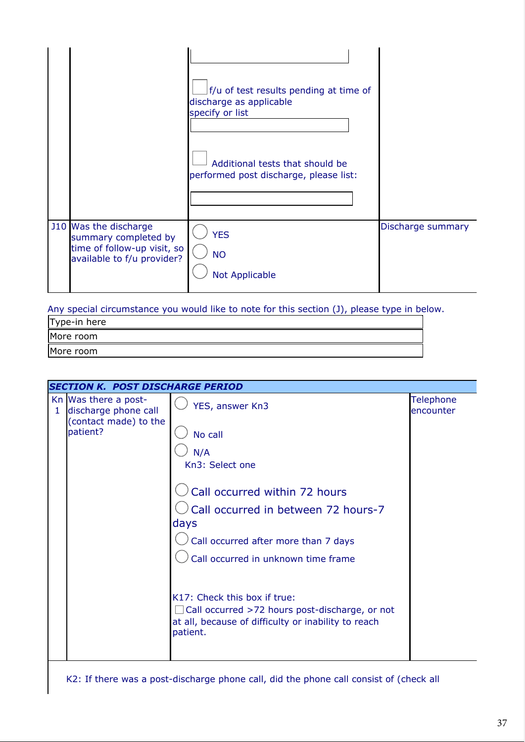| | | | |
|---|---|---|---|
| | | ☐ f/u of test results pending at time of discharge as applicable<br>specify or list<br>\_\_\_\_\_\_\_\_\_\_<br><br>☐ Additional tests that should be performed post discharge, please list:<br>\_\_\_\_\_\_\_\_\_\_ | |
| J10 | Was the discharge summary completed by time of follow-up visit, so available to f/u provider? | ◯ YES<br>◯ NO<br>◯ Not Applicable | Discharge summary |

Any special circumstance you would like to note for this section (J), please type in below.

| Type-in here |
|---|
| More room |
| More room |

| ***SECTION K. POST DISCHARGE PERIOD*** | | | |
|---|---|---|---|
| Kn 1 | Was there a post-discharge phone call (contact made) to the patient? | ◯ YES, answer Kn3<br>◯ No call<br>◯ N/A<br>Kn3: Select one<br>◯ Call occurred within 72 hours<br>◯ Call occurred in between 72 hours-7 days<br>◯ Call occurred after more than 7 days<br>◯ Call occurred in unknown time frame<br><br>K17: Check this box if true:<br>☐ Call occurred >72 hours post-discharge, or not at all, because of difficulty or inability to reach patient. | Telephone encounter |

K2: If there was a post-discharge phone call, did the phone call consist of (check all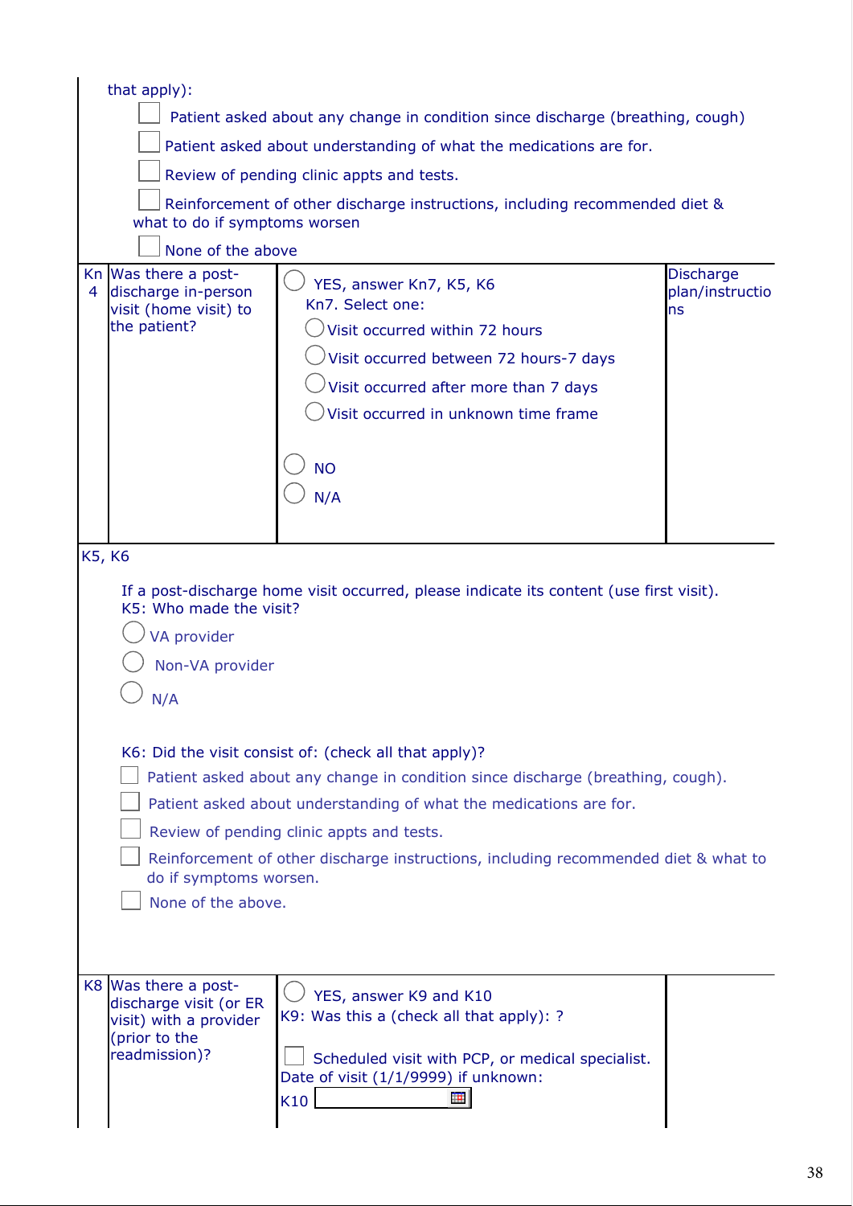that apply):

- [ ] Patient asked about any change in condition since discharge (breathing, cough)
- [ ] Patient asked about understanding of what the medications are for.
- [ ] Review of pending clinic appts and tests.
- [ ] Reinforcement of other discharge instructions, including recommended diet & what to do if symptoms worsen
- [ ] None of the above

| Kn 4 | Was there a post-discharge in-person visit (home visit) to the patient? | ◯ YES, answer Kn7, K5, K6<br>Kn7. Select one:<br>◯ Visit occurred within 72 hours<br>◯ Visit occurred between 72 hours-7 days<br>◯ Visit occurred after more than 7 days<br>◯ Visit occurred in unknown time frame<br><br>◯ NO<br>◯ N/A | Discharge plan/instructions |
|---|---|---|---|

K5, K6

If a post-discharge home visit occurred, please indicate its content (use first visit).
K5: Who made the visit?

◯ VA provider
◯ Non-VA provider
◯ N/A

K6: Did the visit consist of: (check all that apply)?

- [ ] Patient asked about any change in condition since discharge (breathing, cough).
- [ ] Patient asked about understanding of what the medications are for.
- [ ] Review of pending clinic appts and tests.
- [ ] Reinforcement of other discharge instructions, including recommended diet & what to do if symptoms worsen.
- [ ] None of the above.

| K8 | Was there a post-discharge visit (or ER visit) with a provider (prior to the readmission)? | ◯ YES, answer K9 and K10<br>K9: Was this a (check all that apply): ?<br><br>☐ Scheduled visit with PCP, or medical specialist.<br>Date of visit (1/1/9999) if unknown:<br>K10 [ ] | |
|---|---|---|---|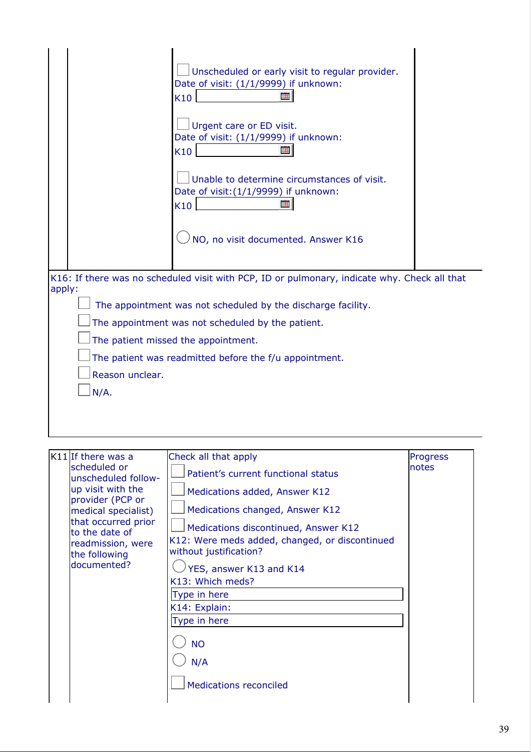| | | | |
|---|---|---|---|
| | | ☐ Unscheduled or early visit to regular provider.<br>Date of visit: (1/1/9999) if unknown:<br>K10 ______<br><br>☐ Urgent care or ED visit.<br>Date of visit: (1/1/9999) if unknown:<br>K10 ______<br><br>☐ Unable to determine circumstances of visit.<br>Date of visit:(1/1/9999) if unknown:<br>K10 ______<br><br>○ NO, no visit documented. Answer K16 | |

K16: If there was no scheduled visit with PCP, ID or pulmonary, indicate why. Check all that apply:

- ☐ The appointment was not scheduled by the discharge facility.
- ☐ The appointment was not scheduled by the patient.
- ☐ The patient missed the appointment.
- ☐ The patient was readmitted before the f/u appointment.
- ☐ Reason unclear.
- ☐ N/A.

| | | | |
|---|---|---|---|
| K11 | If there was a scheduled or unscheduled follow-up visit with the provider (PCP or medical specialist) that occurred prior to the date of readmission, were the following documented? | Check all that apply<br>☐ Patient's current functional status<br>☐ Medications added, Answer K12<br>☐ Medications changed, Answer K12<br>☐ Medications discontinued, Answer K12<br>K12: Were meds added, changed, or discontinued without justification?<br>○ YES, answer K13 and K14<br>K13: Which meds?<br>Type in here<br>K14: Explain:<br>Type in here<br><br>○ NO<br>○ N/A<br><br>☐ Medications reconciled | Progress notes |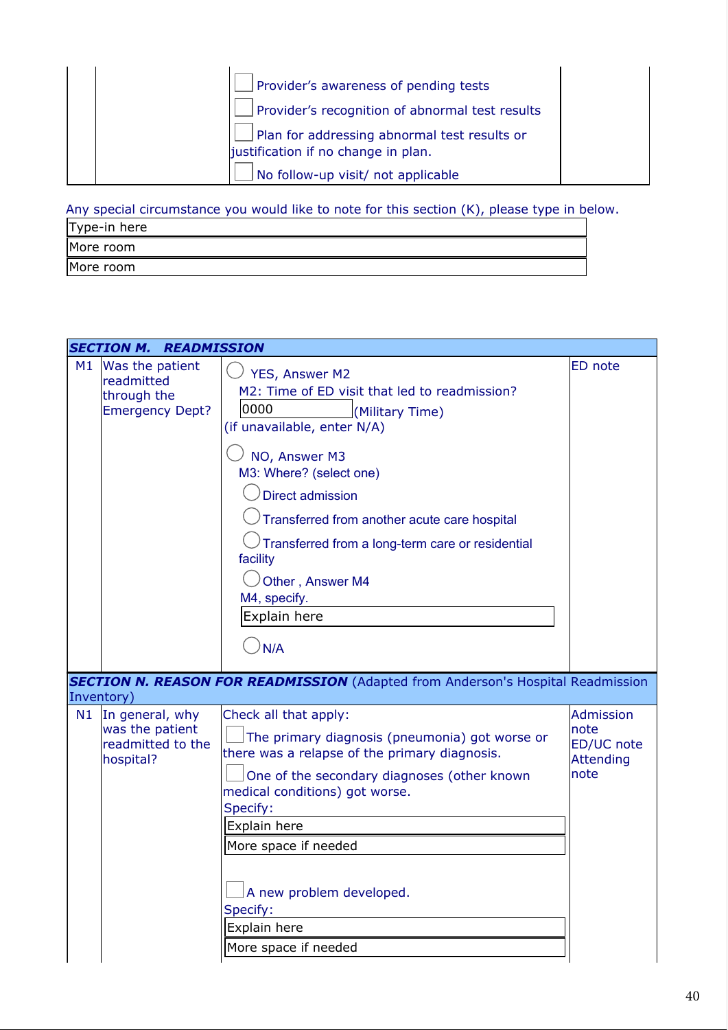| | | ☐ Provider's awareness of pending tests<br>☐ Provider's recognition of abnormal test results<br>☐ Plan for addressing abnormal test results or justification if no change in plan.<br>☐ No follow-up visit/ not applicable | |
|---|---|---|---|

Any special circumstance you would like to note for this section (K), please type in below.

| Type-in here |
|---|
| More room |
| More room |

| **SECTION M. READMISSION** | | | |
|---|---|---|---|
| M1 | Was the patient readmitted through the Emergency Dept? | ◯ YES, Answer M2<br>M2: Time of ED visit that led to readmission?<br>0000 (Military Time)<br>(if unavailable, enter N/A)<br><br>◯ NO, Answer M3<br>M3: Where? (select one)<br>◯ Direct admission<br>◯ Transferred from another acute care hospital<br>◯ Transferred from a long-term care or residential facility<br>◯ Other , Answer M4<br>M4, specify.<br>Explain here<br><br>◯ N/A | ED note |
| **SECTION N. REASON FOR READMISSION** (Adapted from Anderson's Hospital Readmission Inventory) | | | |
| N1 | In general, why was the patient readmitted to the hospital? | Check all that apply:<br>☐ The primary diagnosis (pneumonia) got worse or there was a relapse of the primary diagnosis.<br>☐ One of the secondary diagnoses (other known medical conditions) got worse.<br>Specify:<br>Explain here<br>More space if needed<br><br>☐ A new problem developed.<br>Specify:<br>Explain here<br>More space if needed | Admission note<br>ED/UC note<br>Attending note |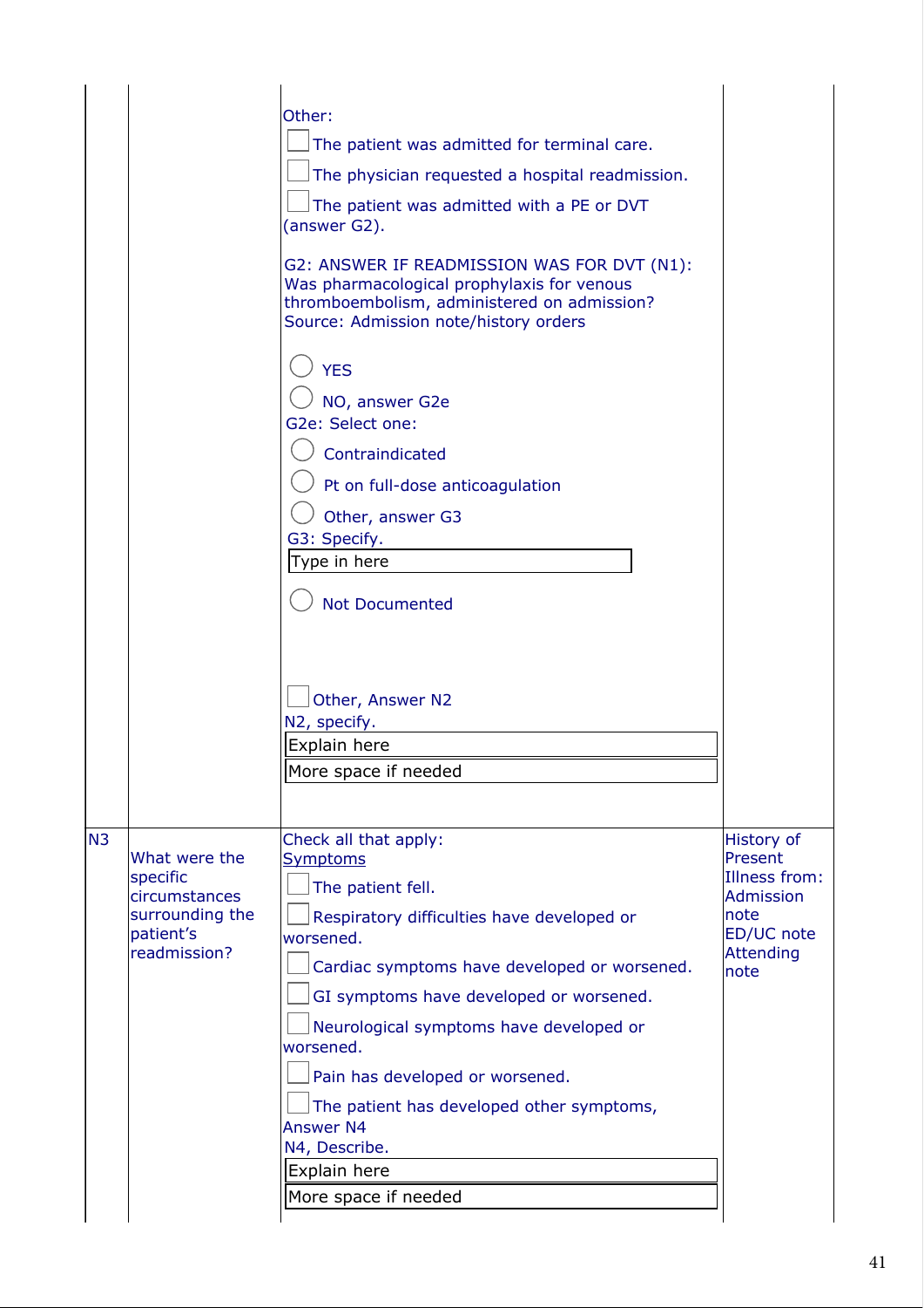| | | | |
|---|---|---|---|
| | | Other:<br>☐ The patient was admitted for terminal care.<br>☐ The physician requested a hospital readmission.<br>☐ The patient was admitted with a PE or DVT (answer G2).<br><br>G2: ANSWER IF READMISSION WAS FOR DVT (N1): Was pharmacological prophylaxis for venous thromboembolism, administered on admission?<br>Source: Admission note/history orders<br><br>◯ YES<br>◯ NO, answer G2e<br>G2e: Select one:<br>◯ Contraindicated<br>◯ Pt on full-dose anticoagulation<br>◯ Other, answer G3<br>G3: Specify.<br>Type in here<br><br>◯ Not Documented<br><br>☐ Other, Answer N2<br>N2, specify.<br>Explain here<br>More space if needed | |
| N3 | What were the specific circumstances surrounding the patient's readmission? | Check all that apply:<br>Symptoms<br>☐ The patient fell.<br>☐ Respiratory difficulties have developed or worsened.<br>☐ Cardiac symptoms have developed or worsened.<br>☐ GI symptoms have developed or worsened.<br>☐ Neurological symptoms have developed or worsened.<br>☐ Pain has developed or worsened.<br>☐ The patient has developed other symptoms, Answer N4<br>N4, Describe.<br>Explain here<br>More space if needed | History of Present Illness from: Admission note<br>ED/UC note<br>Attending note |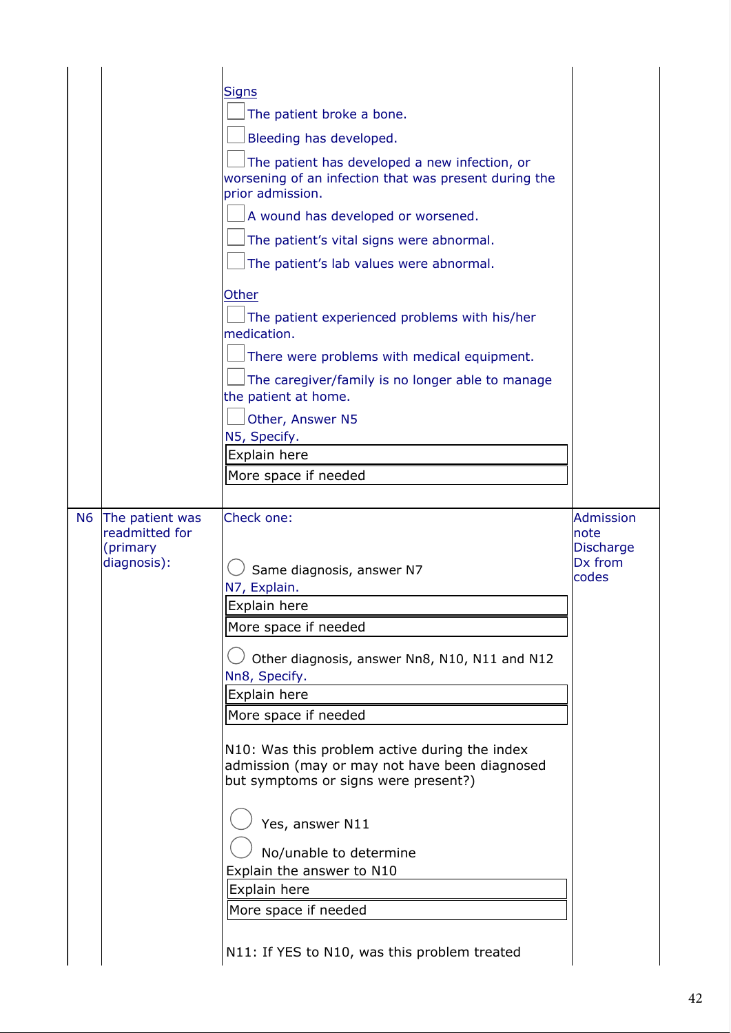| | | | |
|---|---|---|---|
| | | Signs<br>☐ The patient broke a bone.<br>☐ Bleeding has developed.<br>☐ The patient has developed a new infection, or worsening of an infection that was present during the prior admission.<br>☐ A wound has developed or worsened.<br>☐ The patient's vital signs were abnormal.<br>☐ The patient's lab values were abnormal.<br><br>Other<br>☐ The patient experienced problems with his/her medication.<br>☐ There were problems with medical equipment.<br>☐ The caregiver/family is no longer able to manage the patient at home.<br>☐ Other, Answer N5<br>N5, Specify.<br>Explain here<br>More space if needed | |
| N6 | The patient was readmitted for (primary diagnosis): | Check one:<br><br>◯ Same diagnosis, answer N7<br>N7, Explain.<br>Explain here<br>More space if needed<br><br>◯ Other diagnosis, answer Nn8, N10, N11 and N12<br>Nn8, Specify.<br>Explain here<br>More space if needed<br><br>N10: Was this problem active during the index admission (may or may not have been diagnosed but symptoms or signs were present?)<br><br>◯ Yes, answer N11<br>◯ No/unable to determine<br>Explain the answer to N10<br>Explain here<br>More space if needed<br><br>N11: If YES to N10, was this problem treated | Admission note<br>Discharge Dx from codes |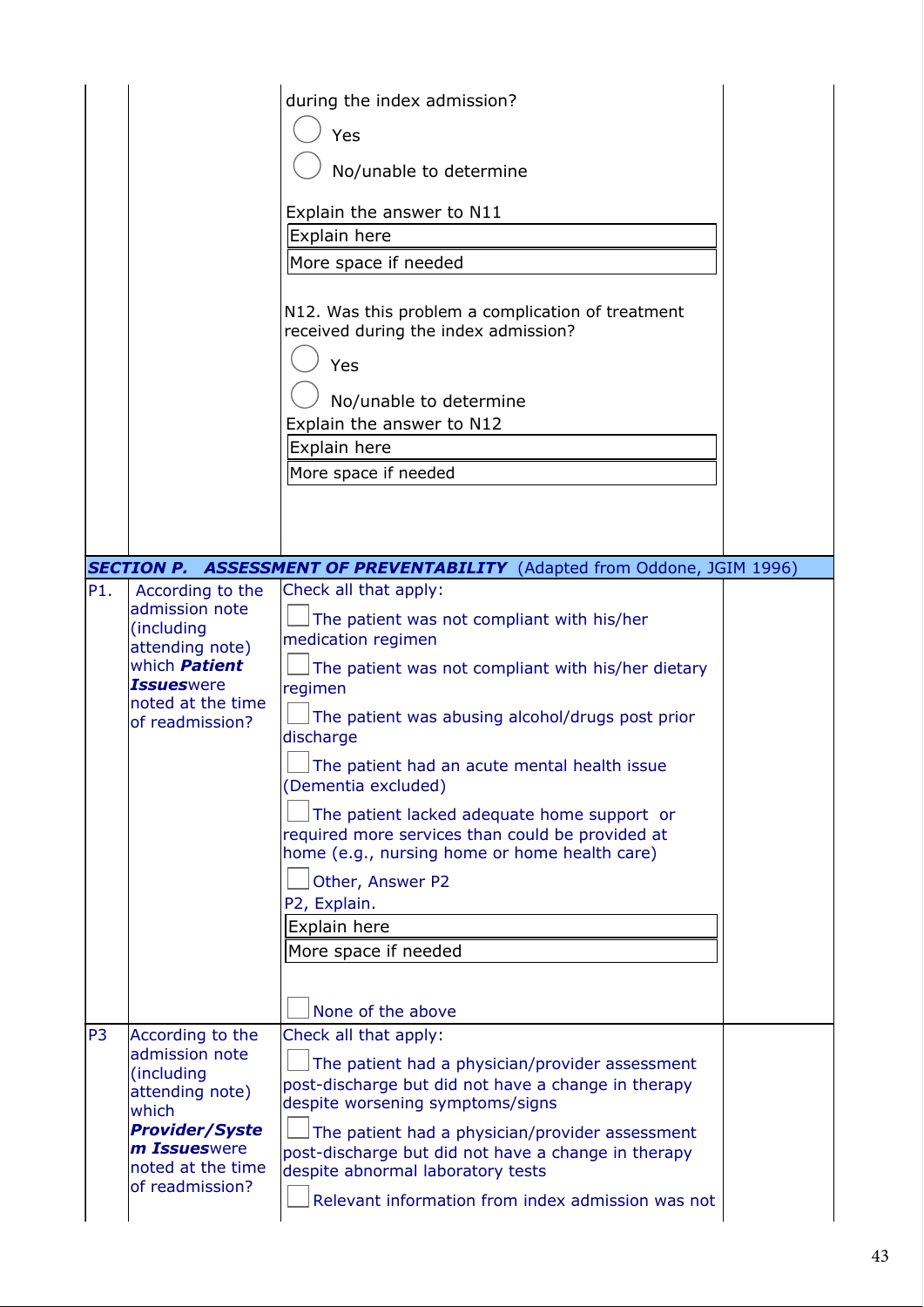| | | | |
|---|---|---|---|
| | | during the index admission?<br>◯ Yes<br>◯ No/unable to determine<br><br>Explain the answer to N11<br>Explain here<br>More space if needed<br><br>N12. Was this problem a complication of treatment received during the index admission?<br>◯ Yes<br>◯ No/unable to determine<br>Explain the answer to N12<br>Explain here<br>More space if needed | |
| ***SECTION P. ASSESSMENT OF PREVENTABILITY*** (Adapted from Oddone, JGIM 1996) | | | |
| P1. | According to the admission note (including attending note) which ***Patient Issues*** were noted at the time of readmission? | Check all that apply:<br>☐ The patient was not compliant with his/her medication regimen<br>☐ The patient was not compliant with his/her dietary regimen<br>☐ The patient was abusing alcohol/drugs post prior discharge<br>☐ The patient had an acute mental health issue (Dementia excluded)<br>☐ The patient lacked adequate home support or required more services than could be provided at home (e.g., nursing home or home health care)<br>☐ Other, Answer P2<br>P2, Explain.<br>Explain here<br>More space if needed<br><br>☐ None of the above | |
| P3 | According to the admission note (including attending note) which ***Provider/System Issues*** were noted at the time of readmission? | Check all that apply:<br>☐ The patient had a physician/provider assessment post-discharge but did not have a change in therapy despite worsening symptoms/signs<br>☐ The patient had a physician/provider assessment post-discharge but did not have a change in therapy despite abnormal laboratory tests<br>☐ Relevant information from index admission was not | |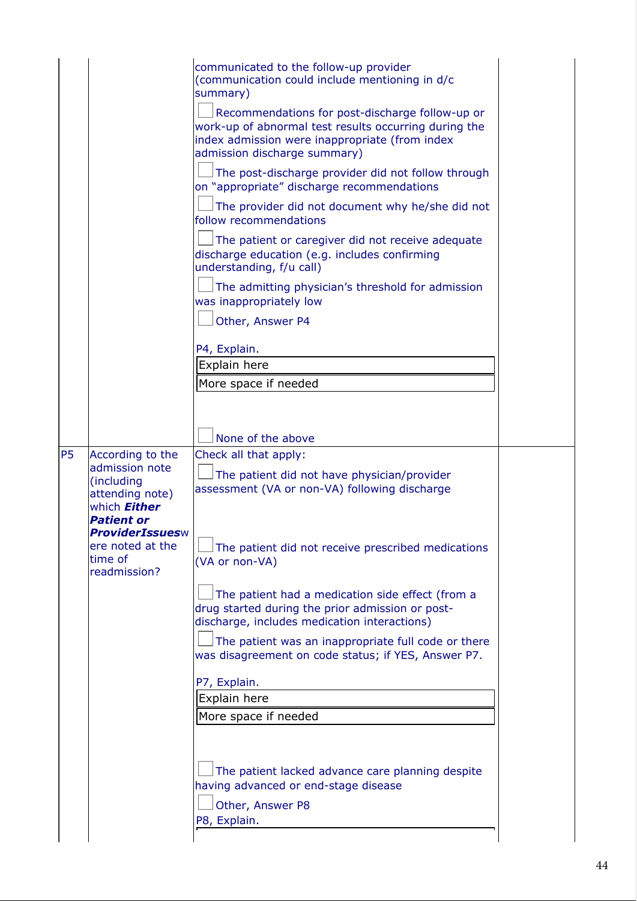| | | | |
|---|---|---|---|
| | | communicated to the follow-up provider (communication could include mentioning in d/c summary)<br><br>☐ Recommendations for post-discharge follow-up or work-up of abnormal test results occurring during the index admission were inappropriate (from index admission discharge summary)<br><br>☐ The post-discharge provider did not follow through on "appropriate" discharge recommendations<br><br>☐ The provider did not document why he/she did not follow recommendations<br><br>☐ The patient or caregiver did not receive adequate discharge education (e.g. includes confirming understanding, f/u call)<br><br>☐ The admitting physician's threshold for admission was inappropriately low<br><br>☐ Other, Answer P4<br><br>P4, Explain.<br>Explain here<br>More space if needed<br><br>☐ None of the above | |
| P5 | According to the admission note (including attending note) which ***Either Patient or ProviderIssues*** were noted at the time of readmission? | Check all that apply:<br><br>☐ The patient did not have physician/provider assessment (VA or non-VA) following discharge<br><br>☐ The patient did not receive prescribed medications (VA or non-VA)<br><br>☐ The patient had a medication side effect (from a drug started during the prior admission or post-discharge, includes medication interactions)<br><br>☐ The patient was an inappropriate full code or there was disagreement on code status; if YES, Answer P7.<br><br>P7, Explain.<br>Explain here<br>More space if needed<br><br>☐ The patient lacked advance care planning despite having advanced or end-stage disease<br><br>☐ Other, Answer P8<br><br>P8, Explain. | |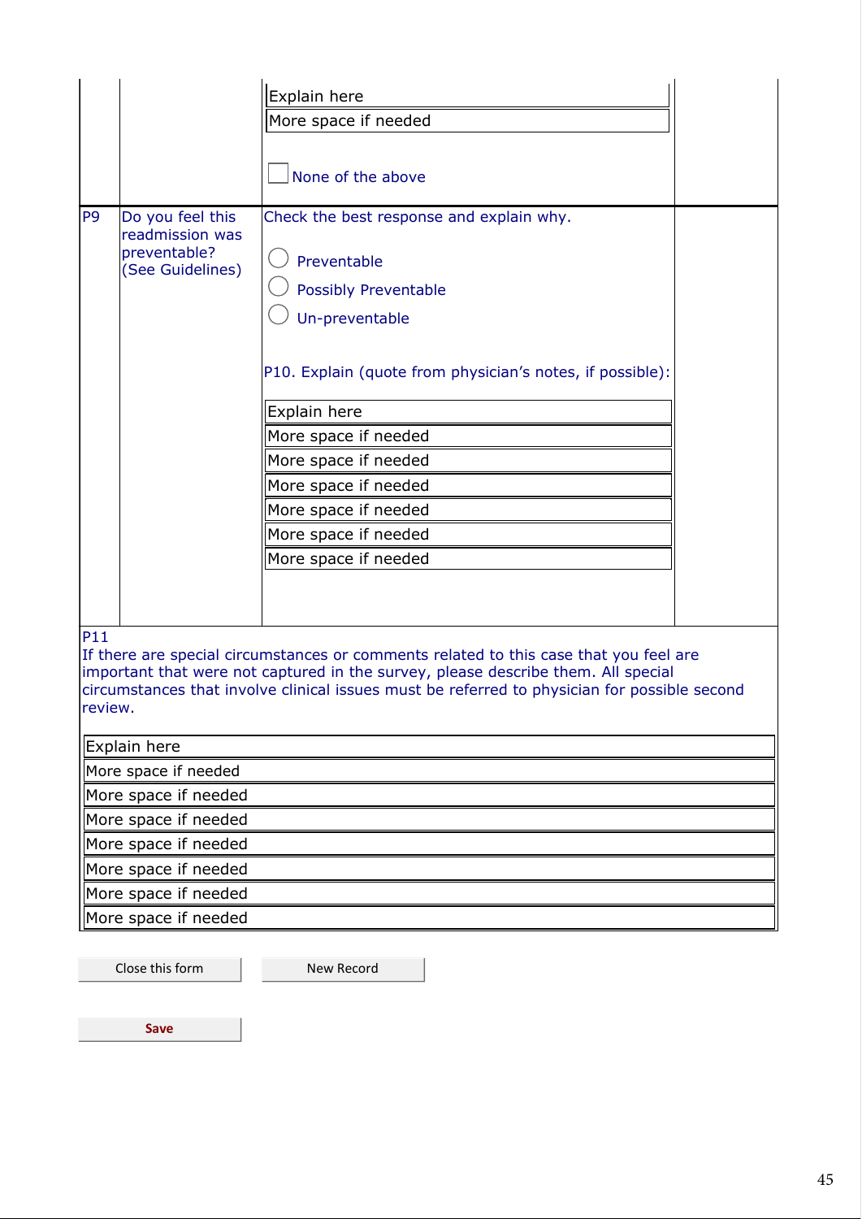| | | | |
|---|---|---|---|
| | | Explain here<br>More space if needed<br><br>☐ None of the above | |
| P9 | Do you feel this readmission was preventable? (See Guidelines) | Check the best response and explain why.<br><br>◯ Preventable<br>◯ Possibly Preventable<br>◯ Un-preventable<br><br>P10. Explain (quote from physician's notes, if possible):<br><br>Explain here<br>More space if needed<br>More space if needed<br>More space if needed<br>More space if needed<br>More space if needed<br>More space if needed | |

P11

If there are special circumstances or comments related to this case that you feel are important that were not captured in the survey, please describe them. All special circumstances that involve clinical issues must be referred to physician for possible second review.

Explain here
More space if needed
More space if needed
More space if needed
More space if needed
More space if needed
More space if needed
More space if needed

Close this form | New Record

**Save**